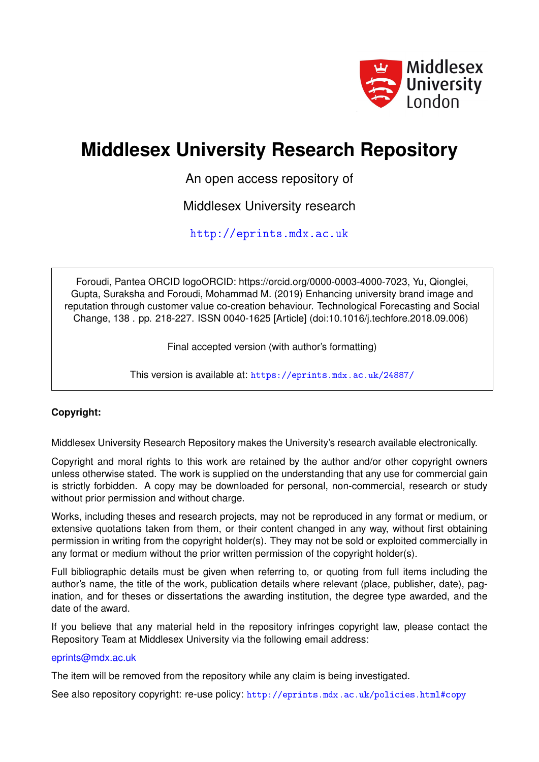Middlesex University London

# Middlesex University Research Repository

An open access repository of

Middlesex University research

http://eprints.mdx.ac.uk

Foroudi, Pantea ORCID logoORCID: https://orcid.org/0000-0003-4000-7023, Yu, Qionglei, Gupta, Suraksha and Foroudi, Mohammad M. (2019) Enhancing university brand image and reputation through customer value co-creation behaviour. Technological Forecasting and Social Change, 138 . pp. 218-227. ISSN 0040-1625 [Article] (doi:10.1016/j.techfore.2018.09.006)

Final accepted version (with author's formatting)

This version is available at: https://eprints.mdx.ac.uk/24887/

**Copyright:**

Middlesex University Research Repository makes the University's research available electronically.

Copyright and moral rights to this work are retained by the author and/or other copyright owners unless otherwise stated. The work is supplied on the understanding that any use for commercial gain is strictly forbidden. A copy may be downloaded for personal, non-commercial, research or study without prior permission and without charge.

Works, including theses and research projects, may not be reproduced in any format or medium, or extensive quotations taken from them, or their content changed in any way, without first obtaining permission in writing from the copyright holder(s). They may not be sold or exploited commercially in any format or medium without the prior written permission of the copyright holder(s).

Full bibliographic details must be given when referring to, or quoting from full items including the author's name, the title of the work, publication details where relevant (place, publisher, date), pagination, and for theses or dissertations the awarding institution, the degree type awarded, and the date of the award.

If you believe that any material held in the repository infringes copyright law, please contact the Repository Team at Middlesex University via the following email address:

eprints@mdx.ac.uk

The item will be removed from the repository while any claim is being investigated.

See also repository copyright: re-use policy: http://eprints.mdx.ac.uk/policies.html#copy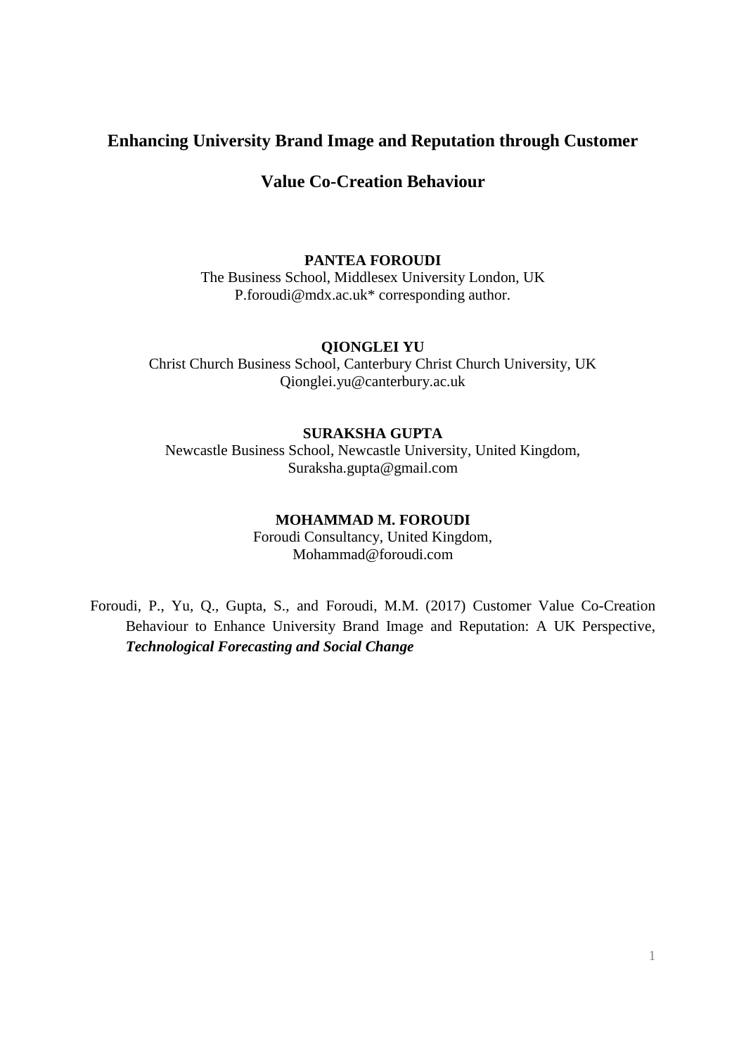# Enhancing University Brand Image and Reputation through Customer Value Co-Creation Behaviour

**PANTEA FOROUDI**
The Business School, Middlesex University London, UK
P.foroudi@mdx.ac.uk* corresponding author.

**QIONGLEI YU**
Christ Church Business School, Canterbury Christ Church University, UK
Qionglei.yu@canterbury.ac.uk

**SURAKSHA GUPTA**
Newcastle Business School, Newcastle University, United Kingdom,
Suraksha.gupta@gmail.com

**MOHAMMAD M. FOROUDI**
Foroudi Consultancy, United Kingdom,
Mohammad@foroudi.com

Foroudi, P., Yu, Q., Gupta, S., and Foroudi, M.M. (2017) Customer Value Co-Creation Behaviour to Enhance University Brand Image and Reputation: A UK Perspective, ***Technological Forecasting and Social Change***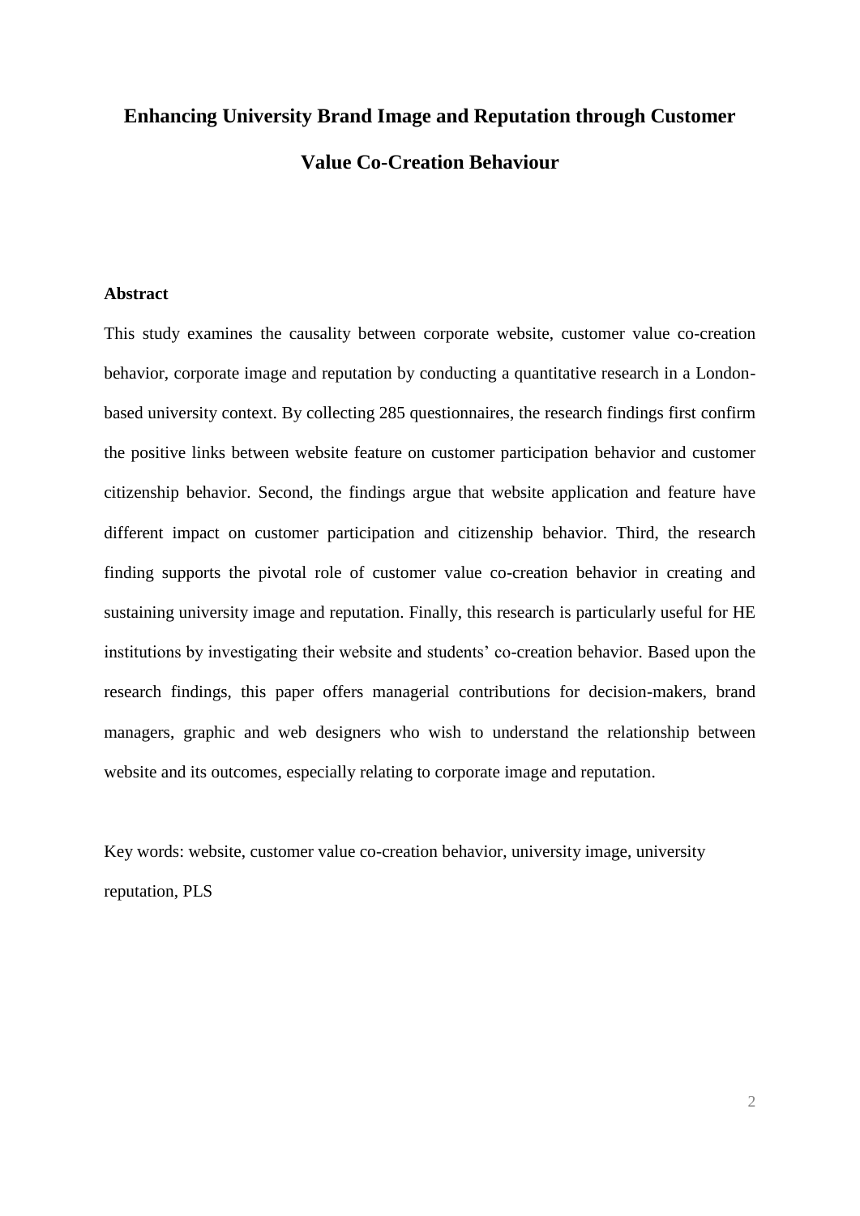# Enhancing University Brand Image and Reputation through Customer Value Co-Creation Behaviour

## Abstract

This study examines the causality between corporate website, customer value co-creation behavior, corporate image and reputation by conducting a quantitative research in a London-based university context. By collecting 285 questionnaires, the research findings first confirm the positive links between website feature on customer participation behavior and customer citizenship behavior. Second, the findings argue that website application and feature have different impact on customer participation and citizenship behavior. Third, the research finding supports the pivotal role of customer value co-creation behavior in creating and sustaining university image and reputation. Finally, this research is particularly useful for HE institutions by investigating their website and students' co-creation behavior. Based upon the research findings, this paper offers managerial contributions for decision-makers, brand managers, graphic and web designers who wish to understand the relationship between website and its outcomes, especially relating to corporate image and reputation.

Key words: website, customer value co-creation behavior, university image, university reputation, PLS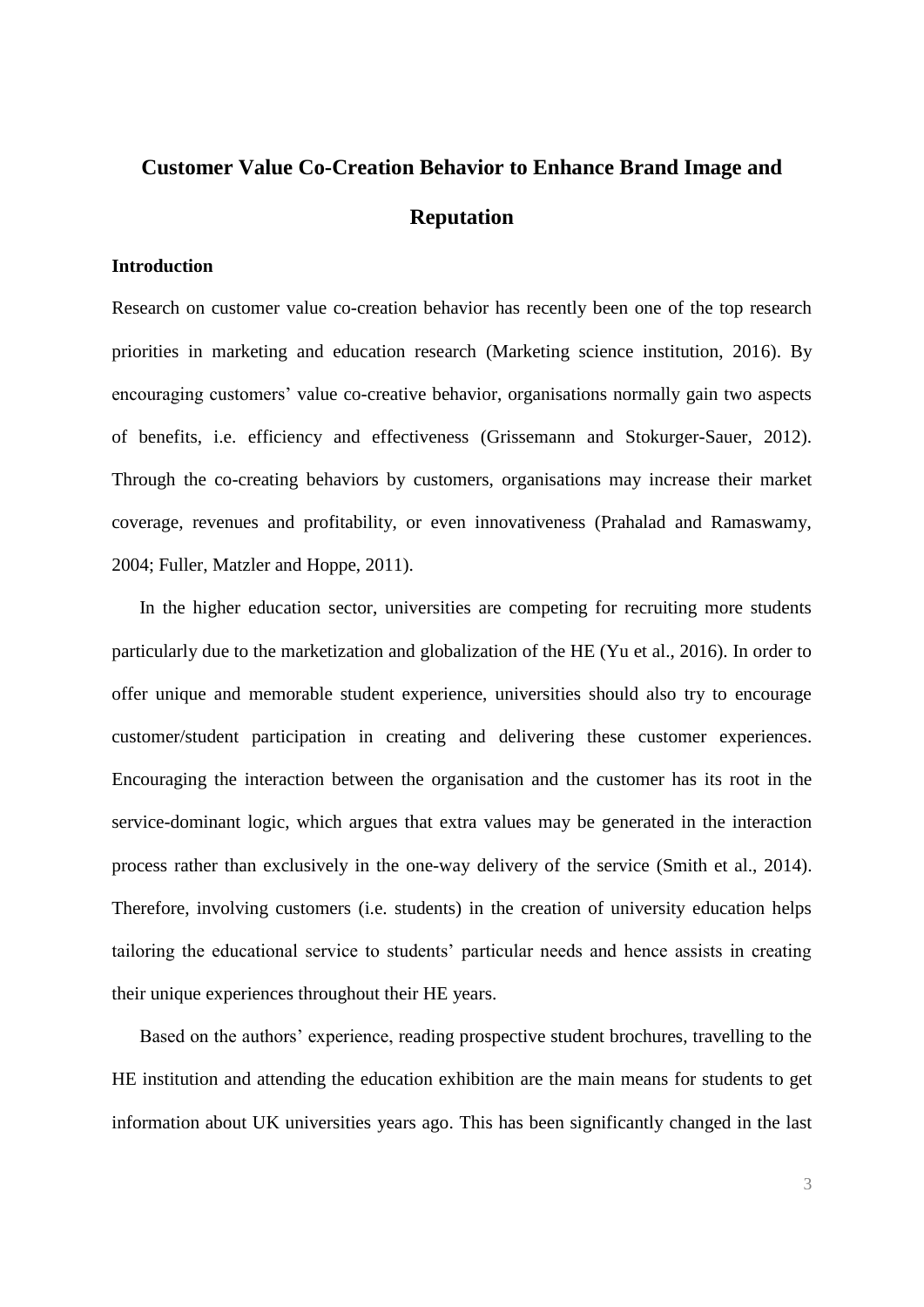# Customer Value Co-Creation Behavior to Enhance Brand Image and Reputation

## Introduction

Research on customer value co-creation behavior has recently been one of the top research priorities in marketing and education research (Marketing science institution, 2016). By encouraging customers' value co-creative behavior, organisations normally gain two aspects of benefits, i.e. efficiency and effectiveness (Grissemann and Stokurger-Sauer, 2012). Through the co-creating behaviors by customers, organisations may increase their market coverage, revenues and profitability, or even innovativeness (Prahalad and Ramaswamy, 2004; Fuller, Matzler and Hoppe, 2011).

In the higher education sector, universities are competing for recruiting more students particularly due to the marketization and globalization of the HE (Yu et al., 2016). In order to offer unique and memorable student experience, universities should also try to encourage customer/student participation in creating and delivering these customer experiences. Encouraging the interaction between the organisation and the customer has its root in the service-dominant logic, which argues that extra values may be generated in the interaction process rather than exclusively in the one-way delivery of the service (Smith et al., 2014). Therefore, involving customers (i.e. students) in the creation of university education helps tailoring the educational service to students' particular needs and hence assists in creating their unique experiences throughout their HE years.

Based on the authors' experience, reading prospective student brochures, travelling to the HE institution and attending the education exhibition are the main means for students to get information about UK universities years ago. This has been significantly changed in the last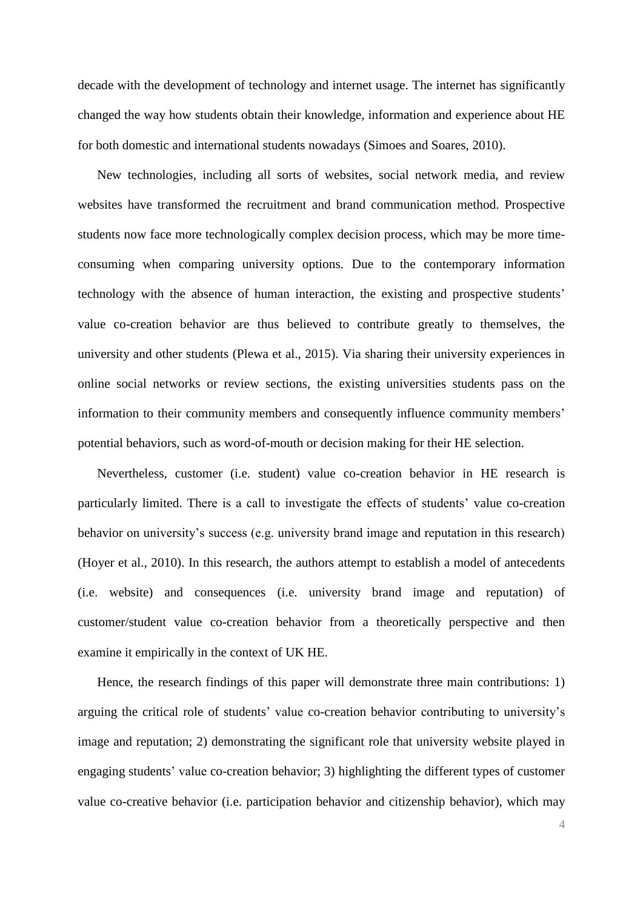decade with the development of technology and internet usage. The internet has significantly changed the way how students obtain their knowledge, information and experience about HE for both domestic and international students nowadays (Simoes and Soares, 2010).

New technologies, including all sorts of websites, social network media, and review websites have transformed the recruitment and brand communication method. Prospective students now face more technologically complex decision process, which may be more time-consuming when comparing university options. Due to the contemporary information technology with the absence of human interaction, the existing and prospective students' value co-creation behavior are thus believed to contribute greatly to themselves, the university and other students (Plewa et al., 2015). Via sharing their university experiences in online social networks or review sections, the existing universities students pass on the information to their community members and consequently influence community members' potential behaviors, such as word-of-mouth or decision making for their HE selection.

Nevertheless, customer (i.e. student) value co-creation behavior in HE research is particularly limited. There is a call to investigate the effects of students' value co-creation behavior on university's success (e.g. university brand image and reputation in this research) (Hoyer et al., 2010). In this research, the authors attempt to establish a model of antecedents (i.e. website) and consequences (i.e. university brand image and reputation) of customer/student value co-creation behavior from a theoretically perspective and then examine it empirically in the context of UK HE.

Hence, the research findings of this paper will demonstrate three main contributions: 1) arguing the critical role of students' value co-creation behavior contributing to university's image and reputation; 2) demonstrating the significant role that university website played in engaging students' value co-creation behavior; 3) highlighting the different types of customer value co-creative behavior (i.e. participation behavior and citizenship behavior), which may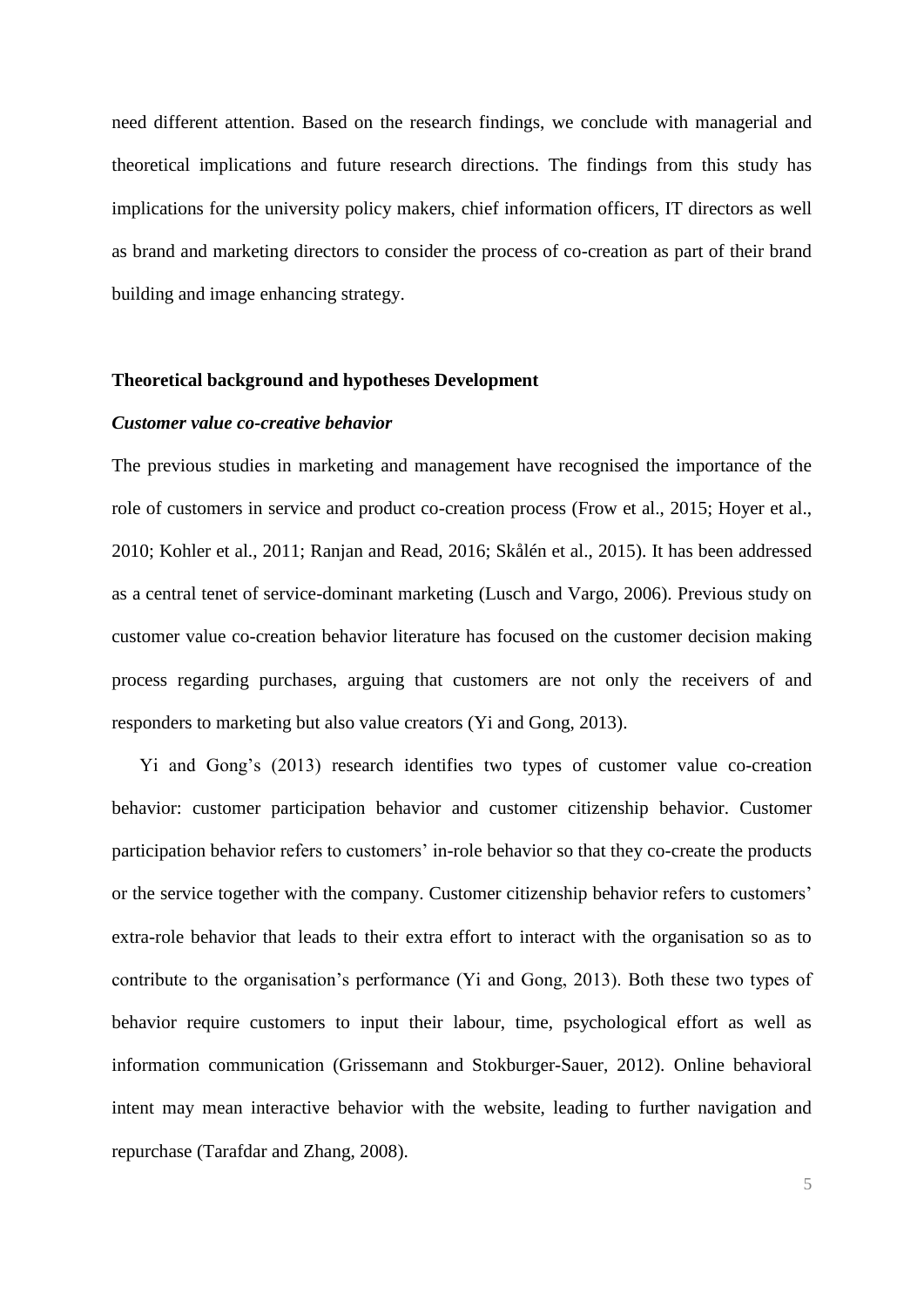need different attention. Based on the research findings, we conclude with managerial and theoretical implications and future research directions. The findings from this study has implications for the university policy makers, chief information officers, IT directors as well as brand and marketing directors to consider the process of co-creation as part of their brand building and image enhancing strategy.

## Theoretical background and hypotheses Development

### *Customer value co-creative behavior*

The previous studies in marketing and management have recognised the importance of the role of customers in service and product co-creation process (Frow et al., 2015; Hoyer et al., 2010; Kohler et al., 2011; Ranjan and Read, 2016; Skålén et al., 2015). It has been addressed as a central tenet of service-dominant marketing (Lusch and Vargo, 2006). Previous study on customer value co-creation behavior literature has focused on the customer decision making process regarding purchases, arguing that customers are not only the receivers of and responders to marketing but also value creators (Yi and Gong, 2013).

Yi and Gong's (2013) research identifies two types of customer value co-creation behavior: customer participation behavior and customer citizenship behavior. Customer participation behavior refers to customers' in-role behavior so that they co-create the products or the service together with the company. Customer citizenship behavior refers to customers' extra-role behavior that leads to their extra effort to interact with the organisation so as to contribute to the organisation's performance (Yi and Gong, 2013). Both these two types of behavior require customers to input their labour, time, psychological effort as well as information communication (Grissemann and Stokburger-Sauer, 2012). Online behavioral intent may mean interactive behavior with the website, leading to further navigation and repurchase (Tarafdar and Zhang, 2008).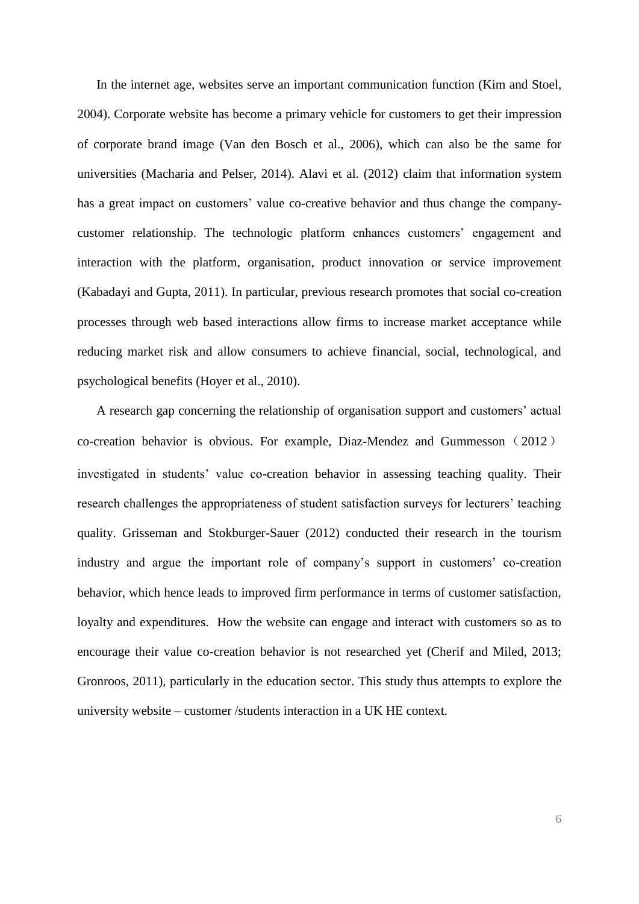In the internet age, websites serve an important communication function (Kim and Stoel, 2004). Corporate website has become a primary vehicle for customers to get their impression of corporate brand image (Van den Bosch et al., 2006), which can also be the same for universities (Macharia and Pelser, 2014). Alavi et al. (2012) claim that information system has a great impact on customers' value co-creative behavior and thus change the company-customer relationship. The technologic platform enhances customers' engagement and interaction with the platform, organisation, product innovation or service improvement (Kabadayi and Gupta, 2011). In particular, previous research promotes that social co-creation processes through web based interactions allow firms to increase market acceptance while reducing market risk and allow consumers to achieve financial, social, technological, and psychological benefits (Hoyer et al., 2010).

A research gap concerning the relationship of organisation support and customers' actual co-creation behavior is obvious. For example, Diaz-Mendez and Gummesson（2012） investigated in students' value co-creation behavior in assessing teaching quality. Their research challenges the appropriateness of student satisfaction surveys for lecturers' teaching quality. Grisseman and Stokburger-Sauer (2012) conducted their research in the tourism industry and argue the important role of company's support in customers' co-creation behavior, which hence leads to improved firm performance in terms of customer satisfaction, loyalty and expenditures. How the website can engage and interact with customers so as to encourage their value co-creation behavior is not researched yet (Cherif and Miled, 2013; Gronroos, 2011), particularly in the education sector. This study thus attempts to explore the university website – customer /students interaction in a UK HE context.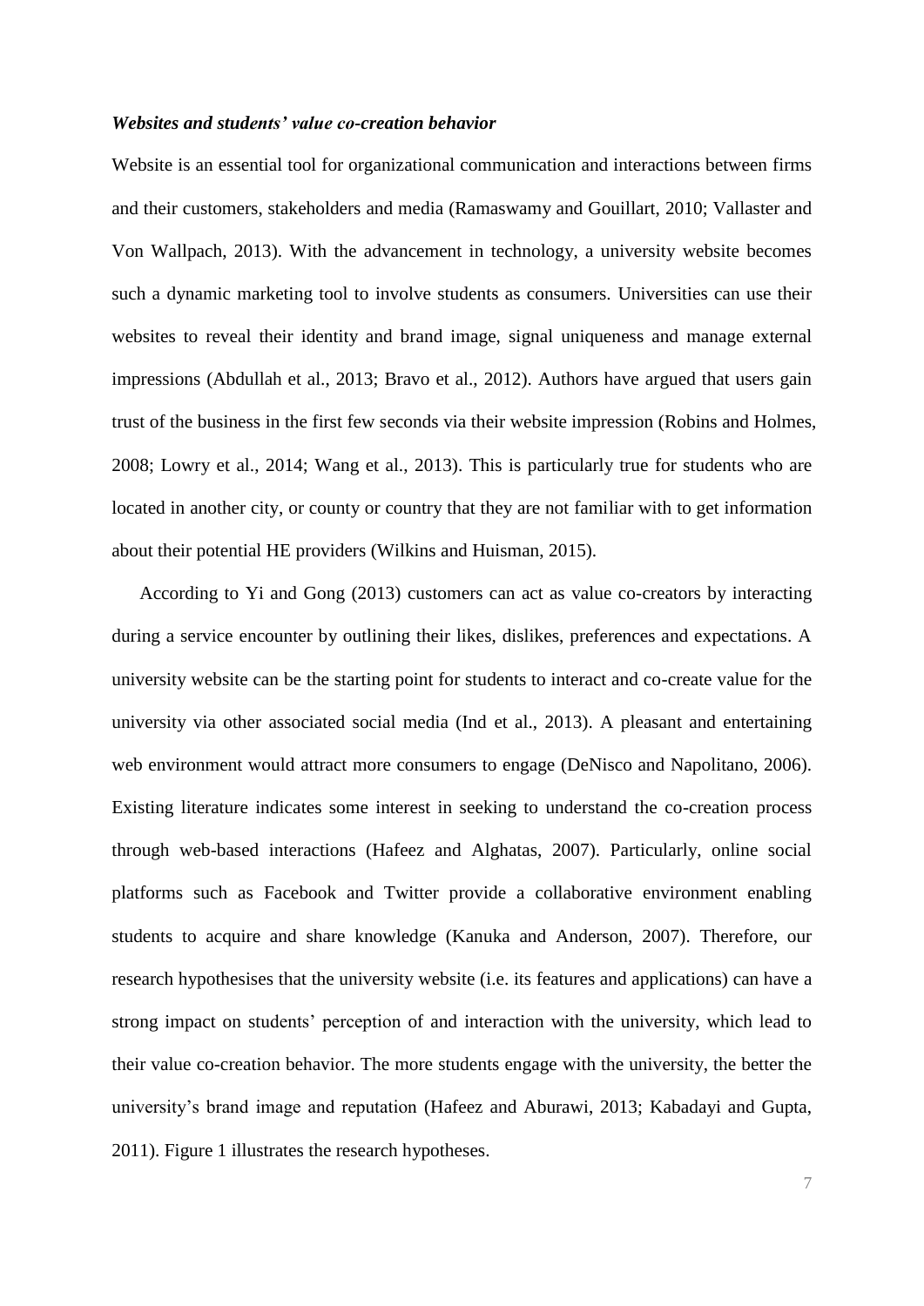***Websites and students' value co-creation behavior***

Website is an essential tool for organizational communication and interactions between firms and their customers, stakeholders and media (Ramaswamy and Gouillart, 2010; Vallaster and Von Wallpach, 2013). With the advancement in technology, a university website becomes such a dynamic marketing tool to involve students as consumers. Universities can use their websites to reveal their identity and brand image, signal uniqueness and manage external impressions (Abdullah et al., 2013; Bravo et al., 2012). Authors have argued that users gain trust of the business in the first few seconds via their website impression (Robins and Holmes, 2008; Lowry et al., 2014; Wang et al., 2013). This is particularly true for students who are located in another city, or county or country that they are not familiar with to get information about their potential HE providers (Wilkins and Huisman, 2015).

According to Yi and Gong (2013) customers can act as value co-creators by interacting during a service encounter by outlining their likes, dislikes, preferences and expectations. A university website can be the starting point for students to interact and co-create value for the university via other associated social media (Ind et al., 2013). A pleasant and entertaining web environment would attract more consumers to engage (DeNisco and Napolitano, 2006). Existing literature indicates some interest in seeking to understand the co-creation process through web-based interactions (Hafeez and Alghatas, 2007). Particularly, online social platforms such as Facebook and Twitter provide a collaborative environment enabling students to acquire and share knowledge (Kanuka and Anderson, 2007). Therefore, our research hypothesises that the university website (i.e. its features and applications) can have a strong impact on students' perception of and interaction with the university, which lead to their value co-creation behavior. The more students engage with the university, the better the university's brand image and reputation (Hafeez and Aburawi, 2013; Kabadayi and Gupta, 2011). Figure 1 illustrates the research hypotheses.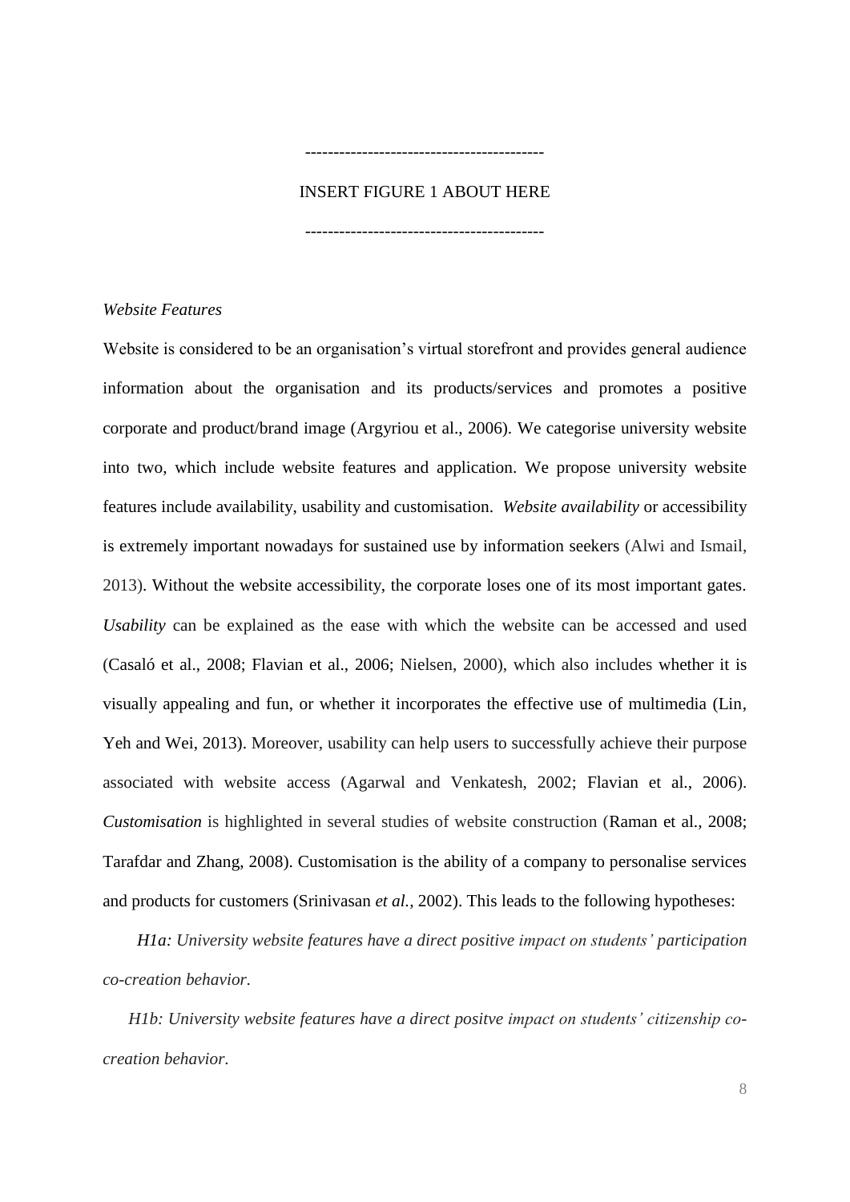-----------------------------------------

INSERT FIGURE 1 ABOUT HERE

-----------------------------------------

*Website Features*

Website is considered to be an organisation's virtual storefront and provides general audience information about the organisation and its products/services and promotes a positive corporate and product/brand image (Argyriou et al., 2006). We categorise university website into two, which include website features and application. We propose university website features include availability, usability and customisation. *Website availability* or accessibility is extremely important nowadays for sustained use by information seekers (Alwi and Ismail, 2013). Without the website accessibility, the corporate loses one of its most important gates. *Usability* can be explained as the ease with which the website can be accessed and used (Casaló et al., 2008; Flavian et al., 2006; Nielsen, 2000), which also includes whether it is visually appealing and fun, or whether it incorporates the effective use of multimedia (Lin, Yeh and Wei, 2013). Moreover, usability can help users to successfully achieve their purpose associated with website access (Agarwal and Venkatesh, 2002; Flavian et al., 2006). *Customisation* is highlighted in several studies of website construction (Raman et al., 2008; Tarafdar and Zhang, 2008). Customisation is the ability of a company to personalise services and products for customers (Srinivasan *et al.*, 2002). This leads to the following hypotheses:

*H1a: University website features have a direct positive impact on students' participation co-creation behavior.*

*H1b: University website features have a direct positve impact on students' citizenship co-creation behavior.*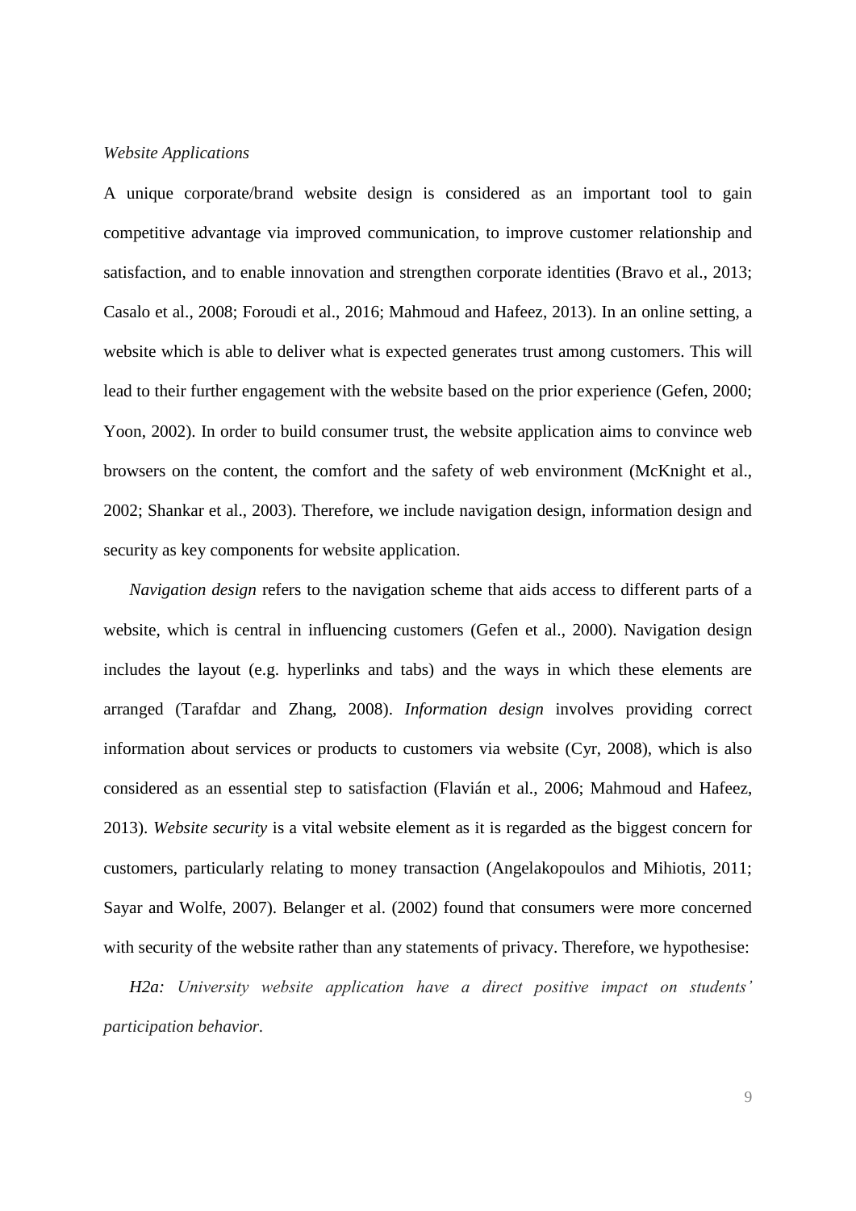*Website Applications*

A unique corporate/brand website design is considered as an important tool to gain competitive advantage via improved communication, to improve customer relationship and satisfaction, and to enable innovation and strengthen corporate identities (Bravo et al., 2013; Casalo et al., 2008; Foroudi et al., 2016; Mahmoud and Hafeez, 2013). In an online setting, a website which is able to deliver what is expected generates trust among customers. This will lead to their further engagement with the website based on the prior experience (Gefen, 2000; Yoon, 2002). In order to build consumer trust, the website application aims to convince web browsers on the content, the comfort and the safety of web environment (McKnight et al., 2002; Shankar et al., 2003). Therefore, we include navigation design, information design and security as key components for website application.

*Navigation design* refers to the navigation scheme that aids access to different parts of a website, which is central in influencing customers (Gefen et al., 2000). Navigation design includes the layout (e.g. hyperlinks and tabs) and the ways in which these elements are arranged (Tarafdar and Zhang, 2008). *Information design* involves providing correct information about services or products to customers via website (Cyr, 2008), which is also considered as an essential step to satisfaction (Flavián et al., 2006; Mahmoud and Hafeez, 2013). *Website security* is a vital website element as it is regarded as the biggest concern for customers, particularly relating to money transaction (Angelakopoulos and Mihiotis, 2011; Sayar and Wolfe, 2007). Belanger et al. (2002) found that consumers were more concerned with security of the website rather than any statements of privacy. Therefore, we hypothesise:

*H2a: University website application have a direct positive impact on students' participation behavior.*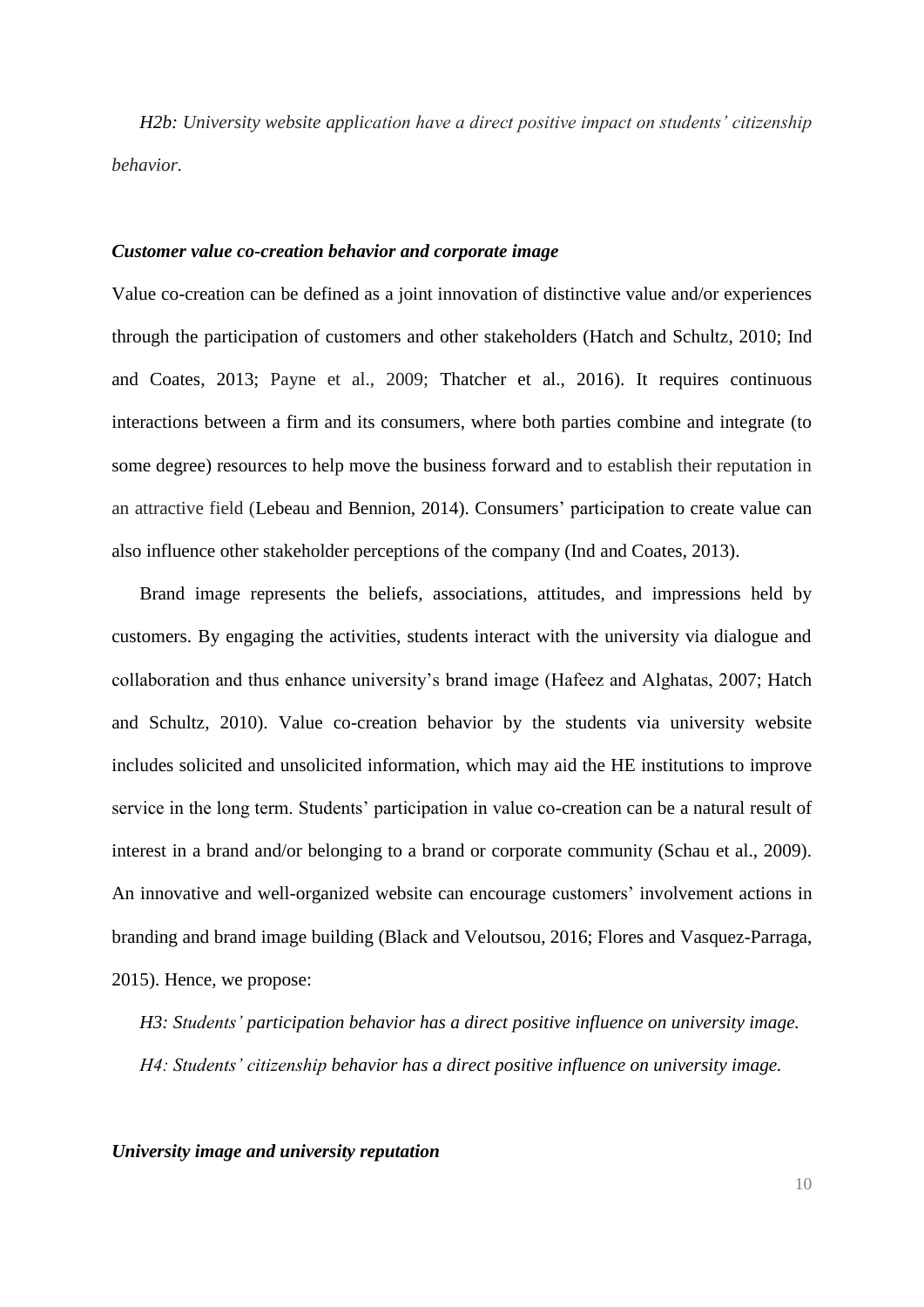*H2b: University website application have a direct positive impact on students' citizenship behavior.*

***Customer value co-creation behavior and corporate image***

Value co-creation can be defined as a joint innovation of distinctive value and/or experiences through the participation of customers and other stakeholders (Hatch and Schultz, 2010; Ind and Coates, 2013; Payne et al., 2009; Thatcher et al., 2016). It requires continuous interactions between a firm and its consumers, where both parties combine and integrate (to some degree) resources to help move the business forward and to establish their reputation in an attractive field (Lebeau and Bennion, 2014). Consumers' participation to create value can also influence other stakeholder perceptions of the company (Ind and Coates, 2013).

Brand image represents the beliefs, associations, attitudes, and impressions held by customers. By engaging the activities, students interact with the university via dialogue and collaboration and thus enhance university's brand image (Hafeez and Alghatas, 2007; Hatch and Schultz, 2010). Value co-creation behavior by the students via university website includes solicited and unsolicited information, which may aid the HE institutions to improve service in the long term. Students' participation in value co-creation can be a natural result of interest in a brand and/or belonging to a brand or corporate community (Schau et al., 2009). An innovative and well-organized website can encourage customers' involvement actions in branding and brand image building (Black and Veloutsou, 2016; Flores and Vasquez-Parraga, 2015). Hence, we propose:

*H3: Students' participation behavior has a direct positive influence on university image.*

*H4: Students' citizenship behavior has a direct positive influence on university image.*

***University image and university reputation***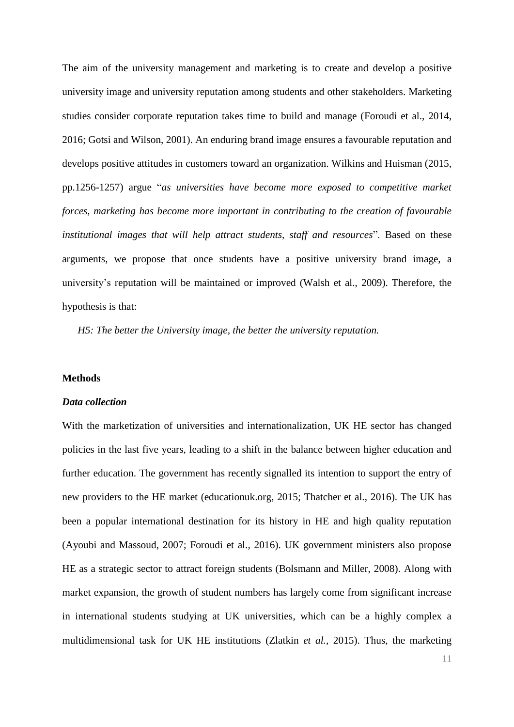The aim of the university management and marketing is to create and develop a positive university image and university reputation among students and other stakeholders. Marketing studies consider corporate reputation takes time to build and manage (Foroudi et al., 2014, 2016; Gotsi and Wilson, 2001). An enduring brand image ensures a favourable reputation and develops positive attitudes in customers toward an organization. Wilkins and Huisman (2015, pp.1256-1257) argue "*as universities have become more exposed to competitive market forces, marketing has become more important in contributing to the creation of favourable institutional images that will help attract students, staff and resources*". Based on these arguments, we propose that once students have a positive university brand image, a university's reputation will be maintained or improved (Walsh et al., 2009). Therefore, the hypothesis is that:

*H5: The better the University image, the better the university reputation.*

**Methods**

***Data collection***

With the marketization of universities and internationalization, UK HE sector has changed policies in the last five years, leading to a shift in the balance between higher education and further education. The government has recently signalled its intention to support the entry of new providers to the HE market (educationuk.org, 2015; Thatcher et al., 2016). The UK has been a popular international destination for its history in HE and high quality reputation (Ayoubi and Massoud, 2007; Foroudi et al., 2016). UK government ministers also propose HE as a strategic sector to attract foreign students (Bolsmann and Miller, 2008). Along with market expansion, the growth of student numbers has largely come from significant increase in international students studying at UK universities, which can be a highly complex a multidimensional task for UK HE institutions (Zlatkin *et al.*, 2015). Thus, the marketing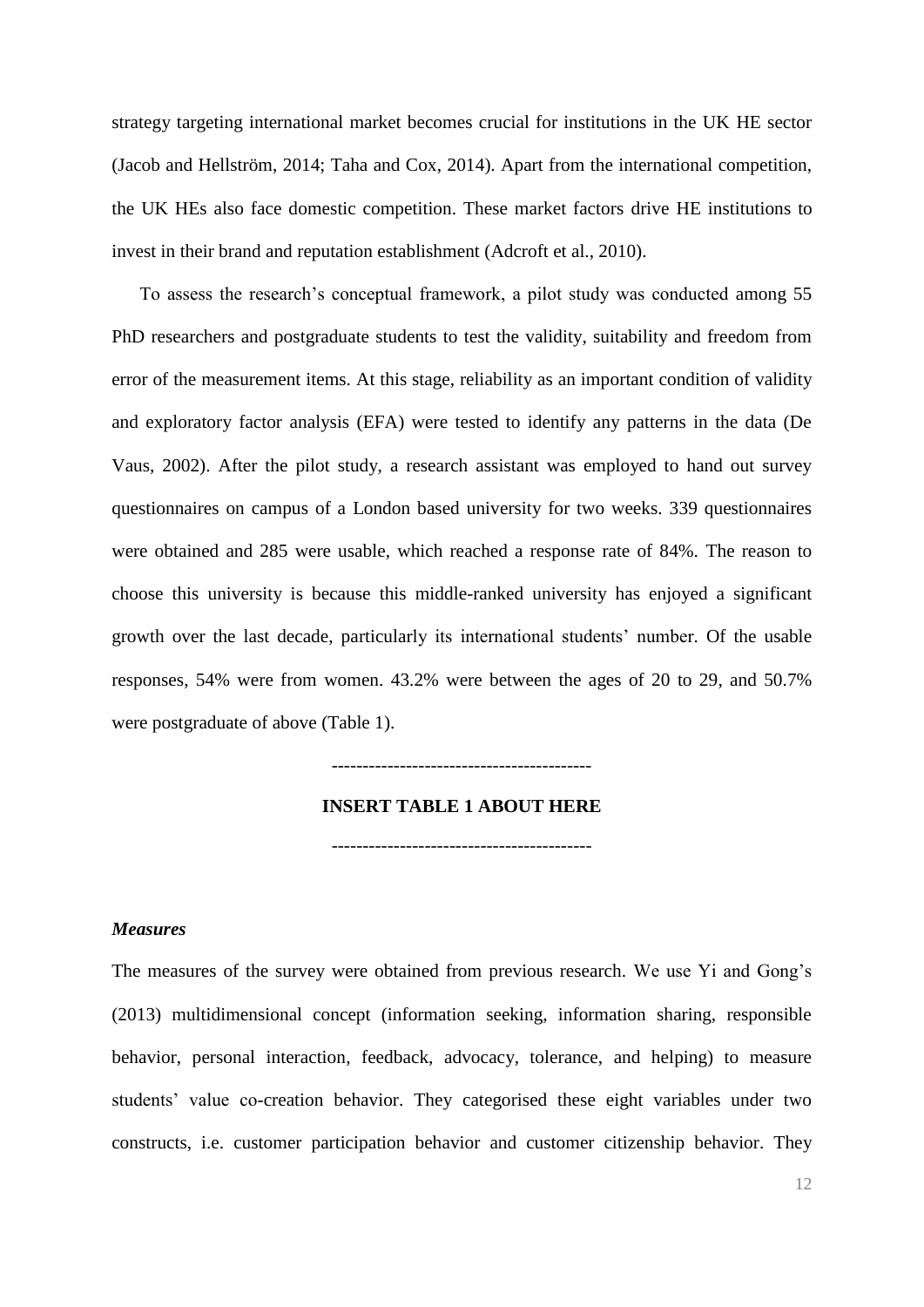strategy targeting international market becomes crucial for institutions in the UK HE sector (Jacob and Hellström, 2014; Taha and Cox, 2014). Apart from the international competition, the UK HEs also face domestic competition. These market factors drive HE institutions to invest in their brand and reputation establishment (Adcroft et al., 2010).

To assess the research's conceptual framework, a pilot study was conducted among 55 PhD researchers and postgraduate students to test the validity, suitability and freedom from error of the measurement items. At this stage, reliability as an important condition of validity and exploratory factor analysis (EFA) were tested to identify any patterns in the data (De Vaus, 2002). After the pilot study, a research assistant was employed to hand out survey questionnaires on campus of a London based university for two weeks. 339 questionnaires were obtained and 285 were usable, which reached a response rate of 84%. The reason to choose this university is because this middle-ranked university has enjoyed a significant growth over the last decade, particularly its international students' number. Of the usable responses, 54% were from women. 43.2% were between the ages of 20 to 29, and 50.7% were postgraduate of above (Table 1).

-----------------------------------------

**INSERT TABLE 1 ABOUT HERE**

-----------------------------------------

### *Measures*

The measures of the survey were obtained from previous research. We use Yi and Gong's (2013) multidimensional concept (information seeking, information sharing, responsible behavior, personal interaction, feedback, advocacy, tolerance, and helping) to measure students' value co-creation behavior. They categorised these eight variables under two constructs, i.e. customer participation behavior and customer citizenship behavior. They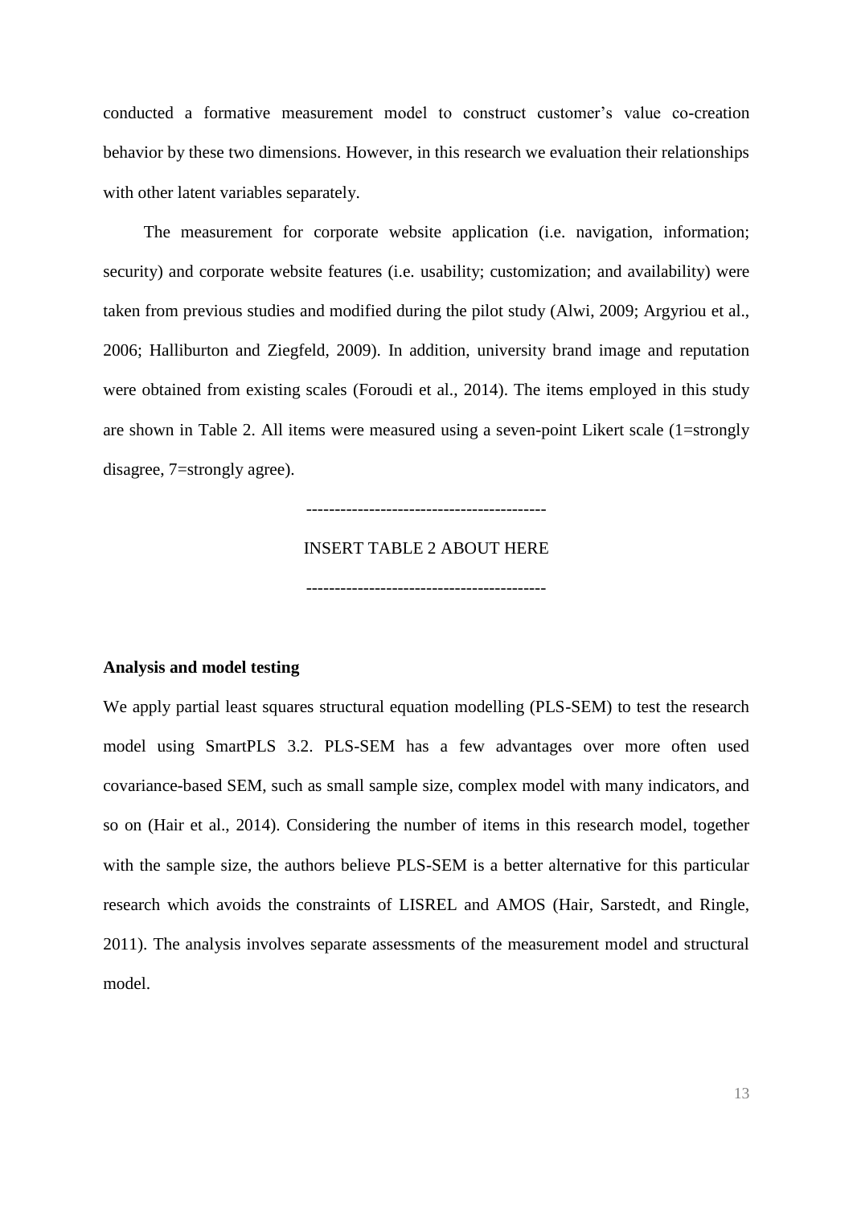conducted a formative measurement model to construct customer's value co-creation behavior by these two dimensions. However, in this research we evaluation their relationships with other latent variables separately.

The measurement for corporate website application (i.e. navigation, information; security) and corporate website features (i.e. usability; customization; and availability) were taken from previous studies and modified during the pilot study (Alwi, 2009; Argyriou et al., 2006; Halliburton and Ziegfeld, 2009). In addition, university brand image and reputation were obtained from existing scales (Foroudi et al., 2014). The items employed in this study are shown in Table 2. All items were measured using a seven-point Likert scale (1=strongly disagree, 7=strongly agree).

-----------------------------------------

INSERT TABLE 2 ABOUT HERE

-----------------------------------------

**Analysis and model testing**

We apply partial least squares structural equation modelling (PLS-SEM) to test the research model using SmartPLS 3.2. PLS-SEM has a few advantages over more often used covariance-based SEM, such as small sample size, complex model with many indicators, and so on (Hair et al., 2014). Considering the number of items in this research model, together with the sample size, the authors believe PLS-SEM is a better alternative for this particular research which avoids the constraints of LISREL and AMOS (Hair, Sarstedt, and Ringle, 2011). The analysis involves separate assessments of the measurement model and structural model.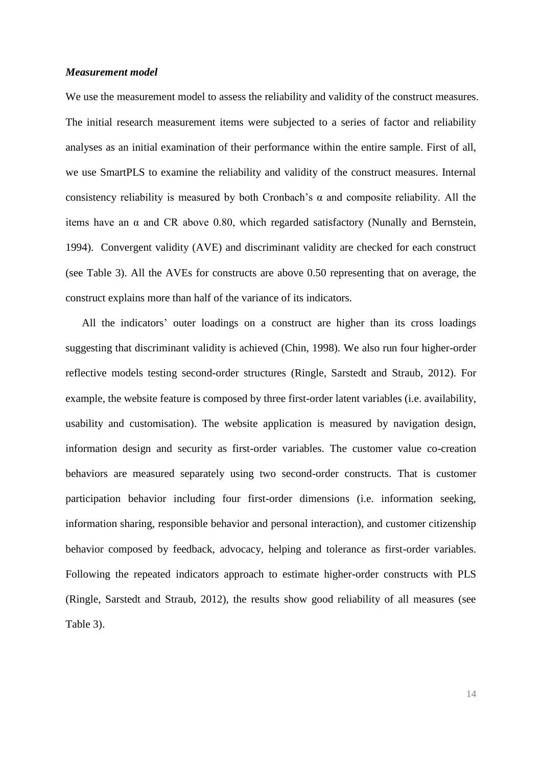***Measurement model***

We use the measurement model to assess the reliability and validity of the construct measures. The initial research measurement items were subjected to a series of factor and reliability analyses as an initial examination of their performance within the entire sample. First of all, we use SmartPLS to examine the reliability and validity of the construct measures. Internal consistency reliability is measured by both Cronbach's α and composite reliability. All the items have an α and CR above 0.80, which regarded satisfactory (Nunally and Bernstein, 1994). Convergent validity (AVE) and discriminant validity are checked for each construct (see Table 3). All the AVEs for constructs are above 0.50 representing that on average, the construct explains more than half of the variance of its indicators.

All the indicators' outer loadings on a construct are higher than its cross loadings suggesting that discriminant validity is achieved (Chin, 1998). We also run four higher-order reflective models testing second-order structures (Ringle, Sarstedt and Straub, 2012). For example, the website feature is composed by three first-order latent variables (i.e. availability, usability and customisation). The website application is measured by navigation design, information design and security as first-order variables. The customer value co-creation behaviors are measured separately using two second-order constructs. That is customer participation behavior including four first-order dimensions (i.e. information seeking, information sharing, responsible behavior and personal interaction), and customer citizenship behavior composed by feedback, advocacy, helping and tolerance as first-order variables. Following the repeated indicators approach to estimate higher-order constructs with PLS (Ringle, Sarstedt and Straub, 2012), the results show good reliability of all measures (see Table 3).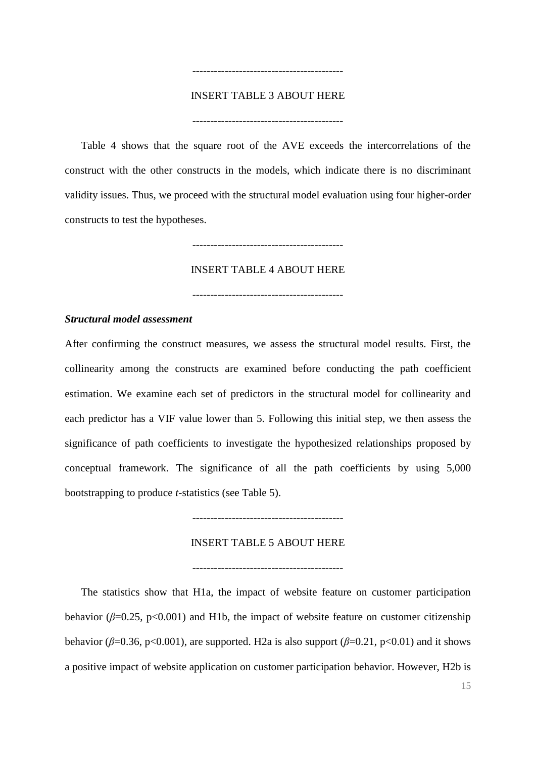-----------------------------------------

INSERT TABLE 3 ABOUT HERE

-----------------------------------------

Table 4 shows that the square root of the AVE exceeds the intercorrelations of the construct with the other constructs in the models, which indicate there is no discriminant validity issues. Thus, we proceed with the structural model evaluation using four higher-order constructs to test the hypotheses.

-----------------------------------------

INSERT TABLE 4 ABOUT HERE

-----------------------------------------

***Structural model assessment***

After confirming the construct measures, we assess the structural model results. First, the collinearity among the constructs are examined before conducting the path coefficient estimation. We examine each set of predictors in the structural model for collinearity and each predictor has a VIF value lower than 5. Following this initial step, we then assess the significance of path coefficients to investigate the hypothesized relationships proposed by conceptual framework. The significance of all the path coefficients by using 5,000 bootstrapping to produce *t*-statistics (see Table 5).

-----------------------------------------

INSERT TABLE 5 ABOUT HERE

-----------------------------------------

The statistics show that H1a, the impact of website feature on customer participation behavior ($\beta$=0.25, p<0.001) and H1b, the impact of website feature on customer citizenship behavior ($\beta$=0.36, p<0.001), are supported. H2a is also support ($\beta$=0.21, p<0.01) and it shows a positive impact of website application on customer participation behavior. However, H2b is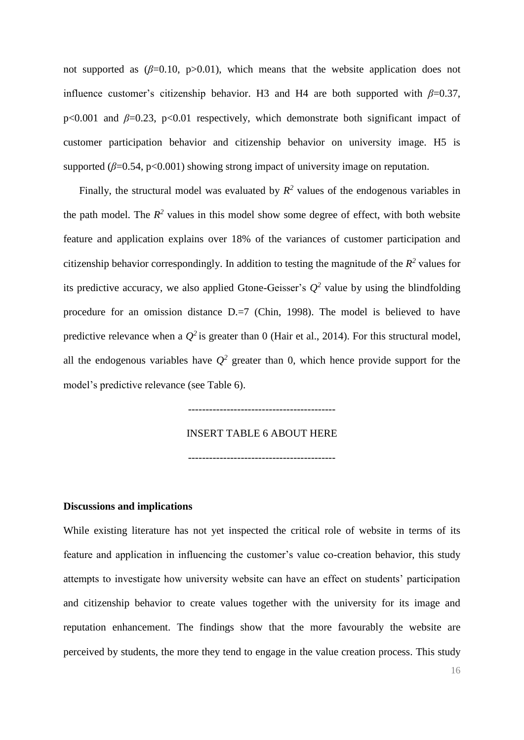not supported as ($\beta$=0.10, p>0.01), which means that the website application does not influence customer's citizenship behavior. H3 and H4 are both supported with $\beta$=0.37, p<0.001 and $\beta$=0.23, p<0.01 respectively, which demonstrate both significant impact of customer participation behavior and citizenship behavior on university image. H5 is supported ($\beta$=0.54, p<0.001) showing strong impact of university image on reputation.

Finally, the structural model was evaluated by $R^2$ values of the endogenous variables in the path model. The $R^2$ values in this model show some degree of effect, with both website feature and application explains over 18% of the variances of customer participation and citizenship behavior correspondingly. In addition to testing the magnitude of the $R^2$ values for its predictive accuracy, we also applied Gtone-Geisser's $Q^2$ value by using the blindfolding procedure for an omission distance D.=7 (Chin, 1998). The model is believed to have predictive relevance when a $Q^2$ is greater than 0 (Hair et al., 2014). For this structural model, all the endogenous variables have $Q^2$ greater than 0, which hence provide support for the model's predictive relevance (see Table 6).

-----------------------------------------

INSERT TABLE 6 ABOUT HERE

-----------------------------------------

**Discussions and implications**

While existing literature has not yet inspected the critical role of website in terms of its feature and application in influencing the customer's value co-creation behavior, this study attempts to investigate how university website can have an effect on students' participation and citizenship behavior to create values together with the university for its image and reputation enhancement. The findings show that the more favourably the website are perceived by students, the more they tend to engage in the value creation process. This study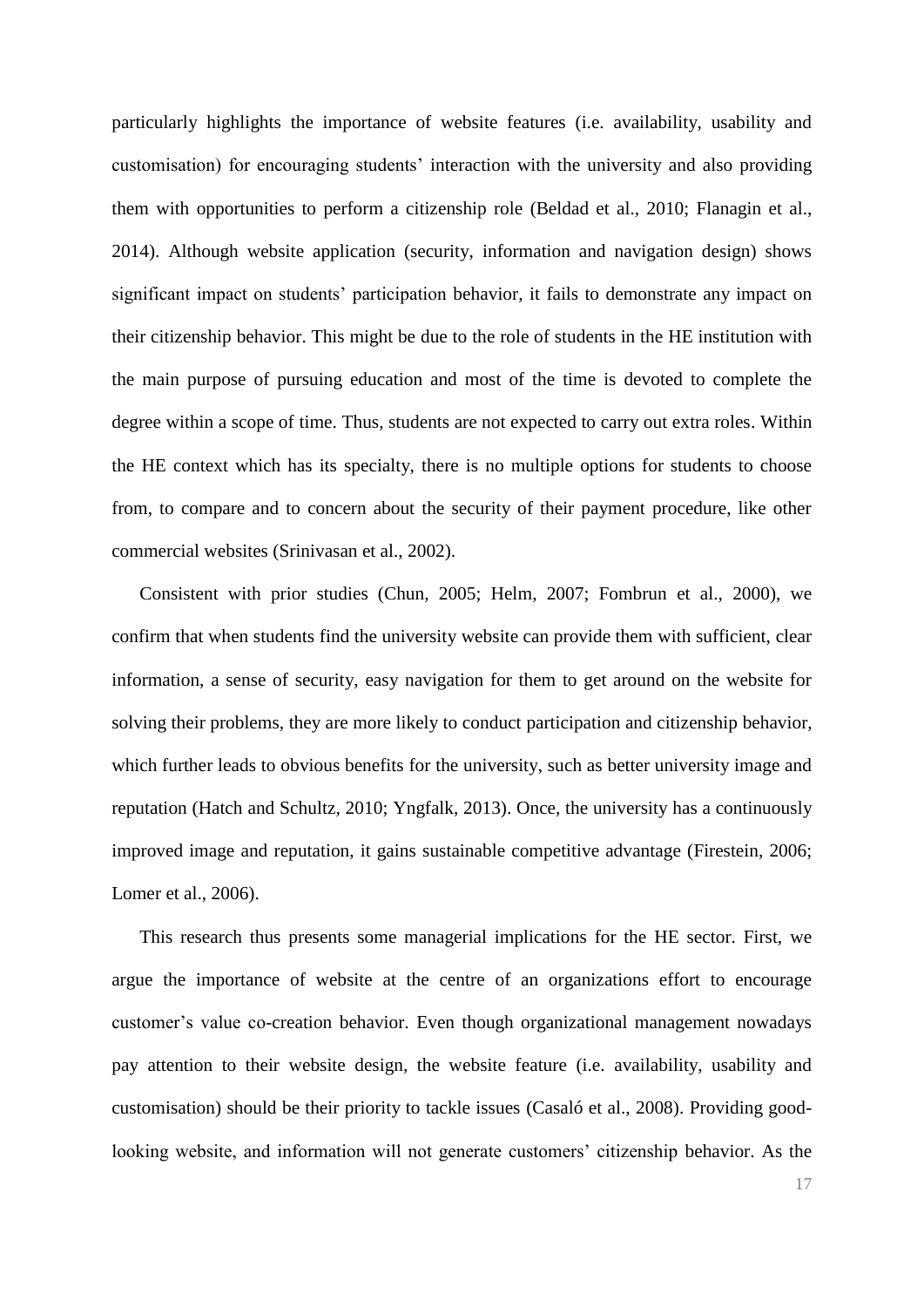particularly highlights the importance of website features (i.e. availability, usability and customisation) for encouraging students' interaction with the university and also providing them with opportunities to perform a citizenship role (Beldad et al., 2010; Flanagin et al., 2014). Although website application (security, information and navigation design) shows significant impact on students' participation behavior, it fails to demonstrate any impact on their citizenship behavior. This might be due to the role of students in the HE institution with the main purpose of pursuing education and most of the time is devoted to complete the degree within a scope of time. Thus, students are not expected to carry out extra roles. Within the HE context which has its specialty, there is no multiple options for students to choose from, to compare and to concern about the security of their payment procedure, like other commercial websites (Srinivasan et al., 2002).

Consistent with prior studies (Chun, 2005; Helm, 2007; Fombrun et al., 2000), we confirm that when students find the university website can provide them with sufficient, clear information, a sense of security, easy navigation for them to get around on the website for solving their problems, they are more likely to conduct participation and citizenship behavior, which further leads to obvious benefits for the university, such as better university image and reputation (Hatch and Schultz, 2010; Yngfalk, 2013). Once, the university has a continuously improved image and reputation, it gains sustainable competitive advantage (Firestein, 2006; Lomer et al., 2006).

This research thus presents some managerial implications for the HE sector. First, we argue the importance of website at the centre of an organizations effort to encourage customer's value co-creation behavior. Even though organizational management nowadays pay attention to their website design, the website feature (i.e. availability, usability and customisation) should be their priority to tackle issues (Casaló et al., 2008). Providing good-looking website, and information will not generate customers' citizenship behavior. As the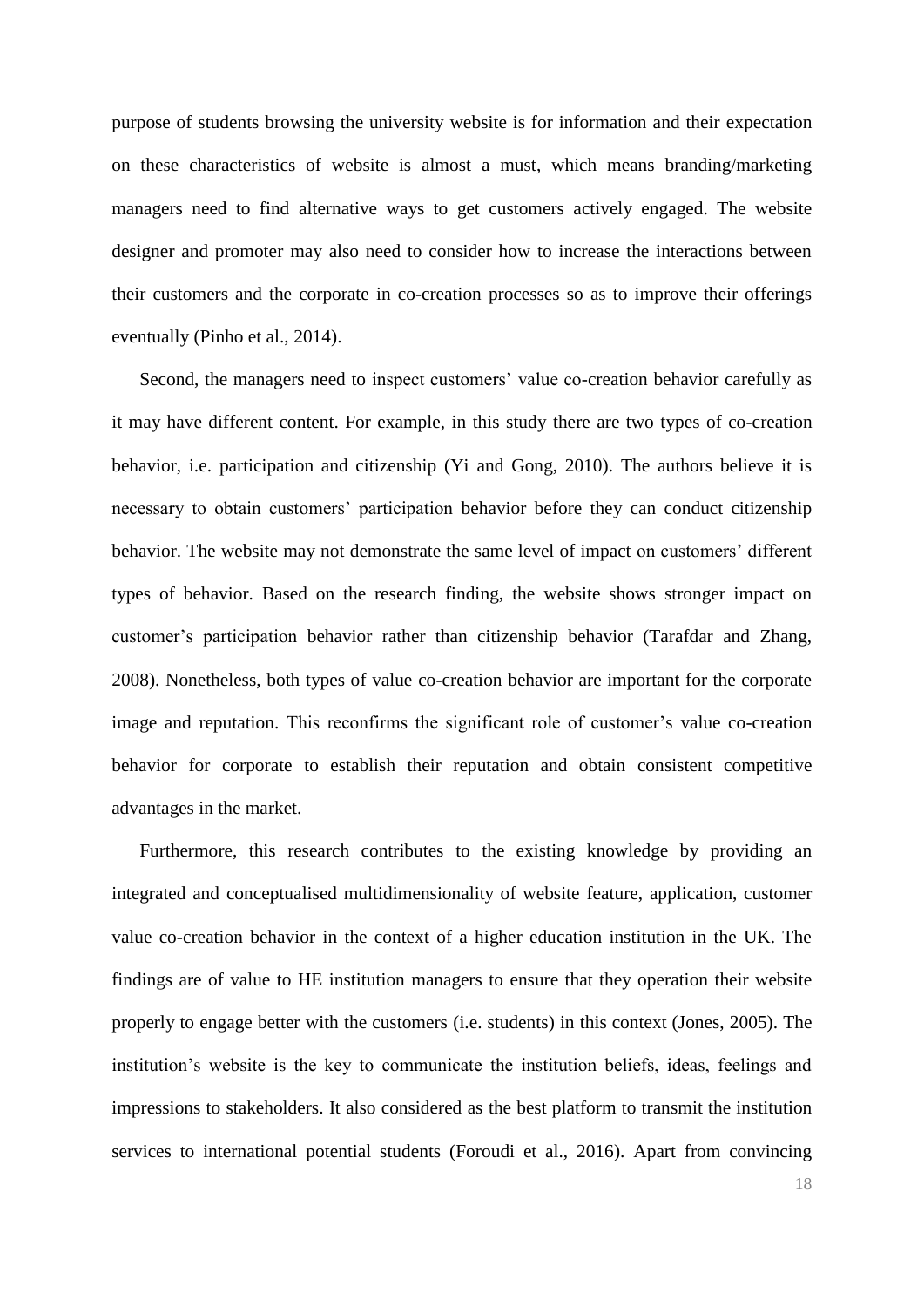purpose of students browsing the university website is for information and their expectation on these characteristics of website is almost a must, which means branding/marketing managers need to find alternative ways to get customers actively engaged. The website designer and promoter may also need to consider how to increase the interactions between their customers and the corporate in co-creation processes so as to improve their offerings eventually (Pinho et al., 2014).

Second, the managers need to inspect customers' value co-creation behavior carefully as it may have different content. For example, in this study there are two types of co-creation behavior, i.e. participation and citizenship (Yi and Gong, 2010). The authors believe it is necessary to obtain customers' participation behavior before they can conduct citizenship behavior. The website may not demonstrate the same level of impact on customers' different types of behavior. Based on the research finding, the website shows stronger impact on customer's participation behavior rather than citizenship behavior (Tarafdar and Zhang, 2008). Nonetheless, both types of value co-creation behavior are important for the corporate image and reputation. This reconfirms the significant role of customer's value co-creation behavior for corporate to establish their reputation and obtain consistent competitive advantages in the market.

Furthermore, this research contributes to the existing knowledge by providing an integrated and conceptualised multidimensionality of website feature, application, customer value co-creation behavior in the context of a higher education institution in the UK. The findings are of value to HE institution managers to ensure that they operation their website properly to engage better with the customers (i.e. students) in this context (Jones, 2005). The institution's website is the key to communicate the institution beliefs, ideas, feelings and impressions to stakeholders. It also considered as the best platform to transmit the institution services to international potential students (Foroudi et al., 2016). Apart from convincing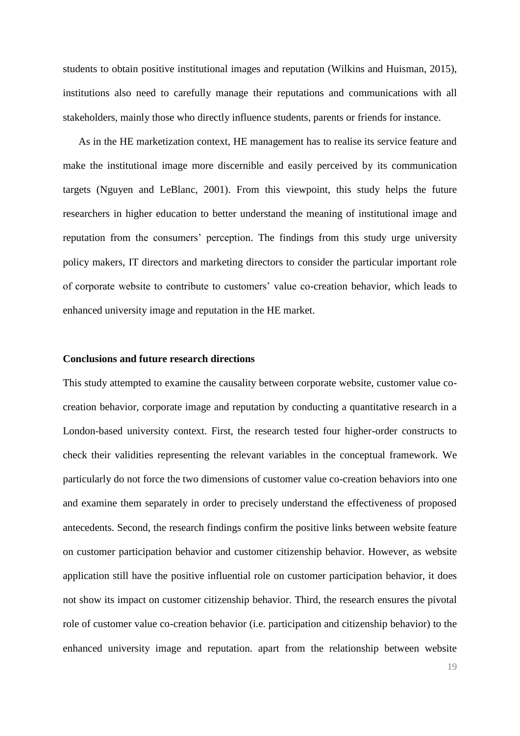students to obtain positive institutional images and reputation (Wilkins and Huisman, 2015), institutions also need to carefully manage their reputations and communications with all stakeholders, mainly those who directly influence students, parents or friends for instance.

As in the HE marketization context, HE management has to realise its service feature and make the institutional image more discernible and easily perceived by its communication targets (Nguyen and LeBlanc, 2001). From this viewpoint, this study helps the future researchers in higher education to better understand the meaning of institutional image and reputation from the consumers' perception. The findings from this study urge university policy makers, IT directors and marketing directors to consider the particular important role of corporate website to contribute to customers' value co-creation behavior, which leads to enhanced university image and reputation in the HE market.

**Conclusions and future research directions**

This study attempted to examine the causality between corporate website, customer value co-creation behavior, corporate image and reputation by conducting a quantitative research in a London-based university context. First, the research tested four higher-order constructs to check their validities representing the relevant variables in the conceptual framework. We particularly do not force the two dimensions of customer value co-creation behaviors into one and examine them separately in order to precisely understand the effectiveness of proposed antecedents. Second, the research findings confirm the positive links between website feature on customer participation behavior and customer citizenship behavior. However, as website application still have the positive influential role on customer participation behavior, it does not show its impact on customer citizenship behavior. Third, the research ensures the pivotal role of customer value co-creation behavior (i.e. participation and citizenship behavior) to the enhanced university image and reputation. apart from the relationship between website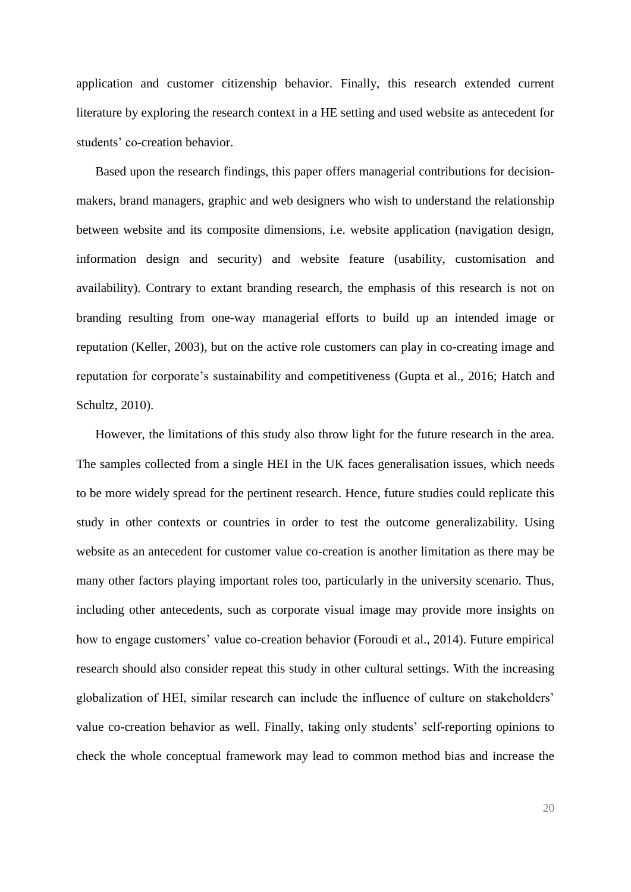application and customer citizenship behavior. Finally, this research extended current literature by exploring the research context in a HE setting and used website as antecedent for students' co-creation behavior.

Based upon the research findings, this paper offers managerial contributions for decision-makers, brand managers, graphic and web designers who wish to understand the relationship between website and its composite dimensions, i.e. website application (navigation design, information design and security) and website feature (usability, customisation and availability). Contrary to extant branding research, the emphasis of this research is not on branding resulting from one-way managerial efforts to build up an intended image or reputation (Keller, 2003), but on the active role customers can play in co-creating image and reputation for corporate's sustainability and competitiveness (Gupta et al., 2016; Hatch and Schultz, 2010).

However, the limitations of this study also throw light for the future research in the area. The samples collected from a single HEI in the UK faces generalisation issues, which needs to be more widely spread for the pertinent research. Hence, future studies could replicate this study in other contexts or countries in order to test the outcome generalizability. Using website as an antecedent for customer value co-creation is another limitation as there may be many other factors playing important roles too, particularly in the university scenario. Thus, including other antecedents, such as corporate visual image may provide more insights on how to engage customers' value co-creation behavior (Foroudi et al., 2014). Future empirical research should also consider repeat this study in other cultural settings. With the increasing globalization of HEI, similar research can include the influence of culture on stakeholders' value co-creation behavior as well. Finally, taking only students' self-reporting opinions to check the whole conceptual framework may lead to common method bias and increase the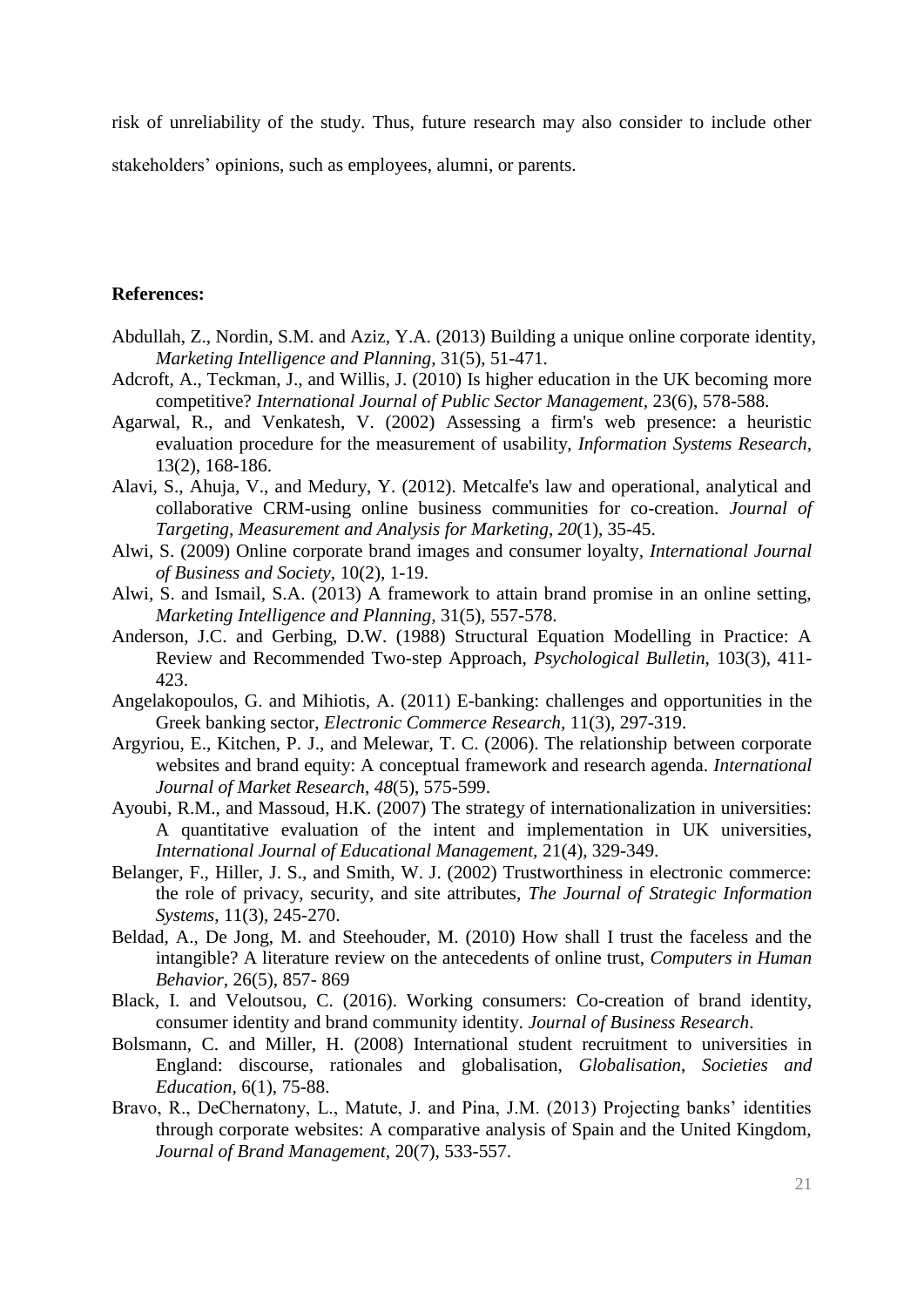risk of unreliability of the study. Thus, future research may also consider to include other stakeholders' opinions, such as employees, alumni, or parents.

**References:**

Abdullah, Z., Nordin, S.M. and Aziz, Y.A. (2013) Building a unique online corporate identity, *Marketing Intelligence and Planning*, 31(5), 51-471.

Adcroft, A., Teckman, J., and Willis, J. (2010) Is higher education in the UK becoming more competitive? *International Journal of Public Sector Management,* 23(6), 578-588.

Agarwal, R., and Venkatesh, V. (2002) Assessing a firm's web presence: a heuristic evaluation procedure for the measurement of usability, *Information Systems Research*, 13(2), 168-186.

Alavi, S., Ahuja, V., and Medury, Y. (2012). Metcalfe's law and operational, analytical and collaborative CRM-using online business communities for co-creation. *Journal of Targeting, Measurement and Analysis for Marketing*, *20*(1), 35-45.

Alwi, S. (2009) Online corporate brand images and consumer loyalty, *International Journal of Business and Society,* 10(2), 1-19.

Alwi, S. and Ismail, S.A. (2013) A framework to attain brand promise in an online setting, *Marketing Intelligence and Planning,* 31(5), 557-578.

Anderson, J.C. and Gerbing, D.W. (1988) Structural Equation Modelling in Practice: A Review and Recommended Two-step Approach, *Psychological Bulletin,* 103(3), 411-423.

Angelakopoulos, G. and Mihiotis, A. (2011) E-banking: challenges and opportunities in the Greek banking sector, *Electronic Commerce Research,* 11(3), 297-319.

Argyriou, E., Kitchen, P. J., and Melewar, T. C. (2006). The relationship between corporate websites and brand equity: A conceptual framework and research agenda. *International Journal of Market Research*, *48*(5), 575-599.

Ayoubi, R.M., and Massoud, H.K. (2007) The strategy of internationalization in universities: A quantitative evaluation of the intent and implementation in UK universities, *International Journal of Educational Management,* 21(4), 329-349.

Belanger, F., Hiller, J. S., and Smith, W. J. (2002) Trustworthiness in electronic commerce: the role of privacy, security, and site attributes, *The Journal of Strategic Information Systems*, 11(3), 245-270.

Beldad, A., De Jong, M. and Steehouder, M. (2010) How shall I trust the faceless and the intangible? A literature review on the antecedents of online trust, *Computers in Human Behavior,* 26(5), 857- 869

Black, I. and Veloutsou, C. (2016). Working consumers: Co-creation of brand identity, consumer identity and brand community identity. *Journal of Business Research*.

Bolsmann, C. and Miller, H. (2008) International student recruitment to universities in England: discourse, rationales and globalisation, *Globalisation, Societies and Education,* 6(1), 75-88.

Bravo, R., DeChernatony, L., Matute, J. and Pina, J.M. (2013) Projecting banks' identities through corporate websites: A comparative analysis of Spain and the United Kingdom, *Journal of Brand Management,* 20(7), 533-557.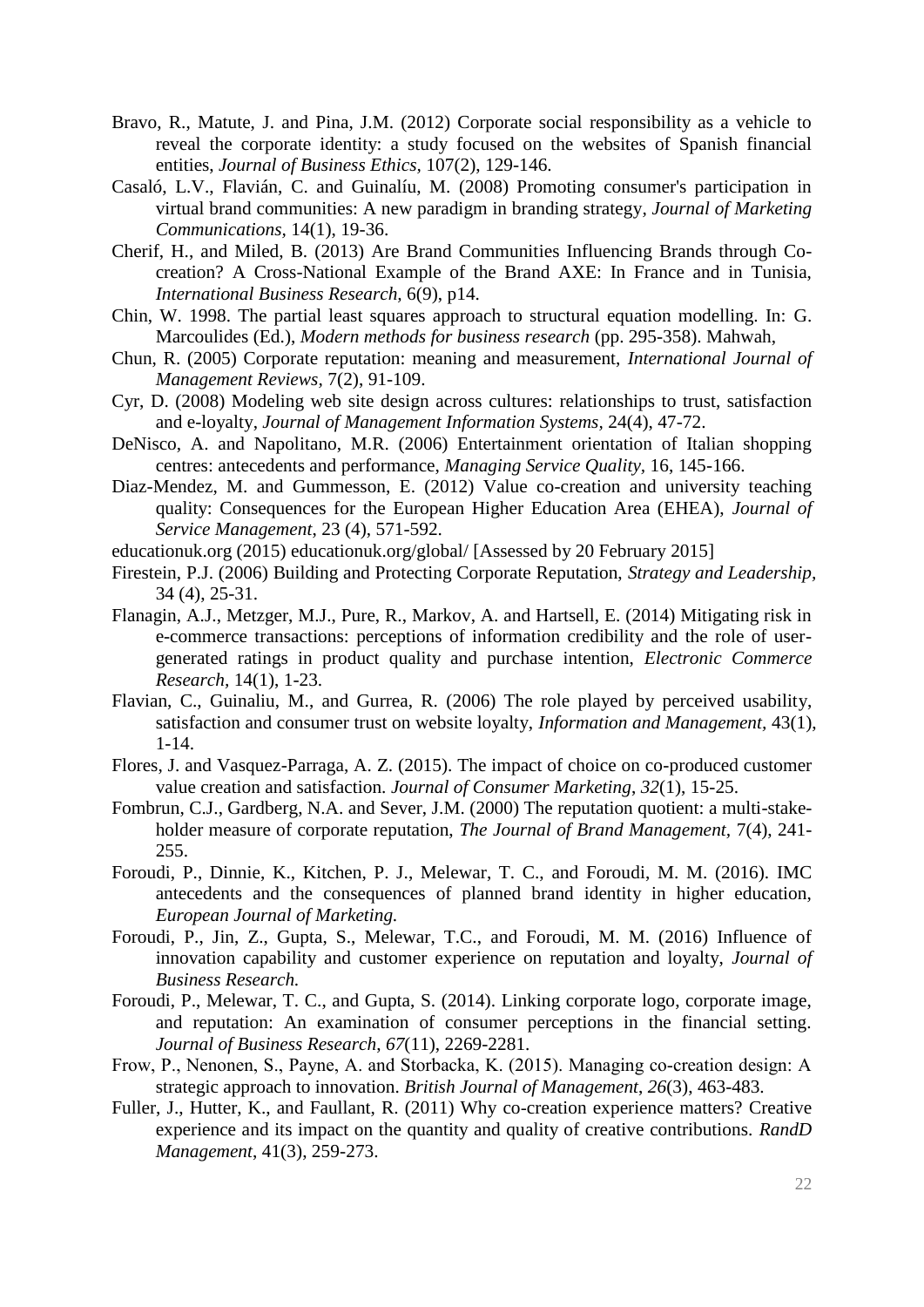Bravo, R., Matute, J. and Pina, J.M. (2012) Corporate social responsibility as a vehicle to reveal the corporate identity: a study focused on the websites of Spanish financial entities, *Journal of Business Ethics*, 107(2), 129-146.

Casaló, L.V., Flavián, C. and Guinalíu, M. (2008) Promoting consumer's participation in virtual brand communities: A new paradigm in branding strategy, *Journal of Marketing Communications*, 14(1), 19-36.

Cherif, H., and Miled, B. (2013) Are Brand Communities Influencing Brands through Co-creation? A Cross-National Example of the Brand AXE: In France and in Tunisia, *International Business Research*, 6(9), p14.

Chin, W. 1998. The partial least squares approach to structural equation modelling. In: G. Marcoulides (Ed.), *Modern methods for business research* (pp. 295-358). Mahwah,

Chun, R. (2005) Corporate reputation: meaning and measurement, *International Journal of Management Reviews*, 7(2), 91-109.

Cyr, D. (2008) Modeling web site design across cultures: relationships to trust, satisfaction and e-loyalty, *Journal of Management Information Systems*, 24(4), 47-72.

DeNisco, A. and Napolitano, M.R. (2006) Entertainment orientation of Italian shopping centres: antecedents and performance, *Managing Service Quality*, 16, 145-166.

Diaz-Mendez, M. and Gummesson, E. (2012) Value co-creation and university teaching quality: Consequences for the European Higher Education Area (EHEA), *Journal of Service Management*, 23 (4), 571-592.

educationuk.org (2015) educationuk.org/global/ [Assessed by 20 February 2015]

Firestein, P.J. (2006) Building and Protecting Corporate Reputation, *Strategy and Leadership*, 34 (4), 25-31.

Flanagin, A.J., Metzger, M.J., Pure, R., Markov, A. and Hartsell, E. (2014) Mitigating risk in e-commerce transactions: perceptions of information credibility and the role of user-generated ratings in product quality and purchase intention, *Electronic Commerce Research*, 14(1), 1-23.

Flavian, C., Guinaliu, M., and Gurrea, R. (2006) The role played by perceived usability, satisfaction and consumer trust on website loyalty, *Information and Management*, 43(1), 1-14.

Flores, J. and Vasquez-Parraga, A. Z. (2015). The impact of choice on co-produced customer value creation and satisfaction. *Journal of Consumer Marketing*, *32*(1), 15-25.

Fombrun, C.J., Gardberg, N.A. and Sever, J.M. (2000) The reputation quotient: a multi-stake-holder measure of corporate reputation, *The Journal of Brand Management*, 7(4), 241-255.

Foroudi, P., Dinnie, K., Kitchen, P. J., Melewar, T. C., and Foroudi, M. M. (2016). IMC antecedents and the consequences of planned brand identity in higher education, *European Journal of Marketing.*

Foroudi, P., Jin, Z., Gupta, S., Melewar, T.C., and Foroudi, M. M. (2016) Influence of innovation capability and customer experience on reputation and loyalty, *Journal of Business Research.*

Foroudi, P., Melewar, T. C., and Gupta, S. (2014). Linking corporate logo, corporate image, and reputation: An examination of consumer perceptions in the financial setting. *Journal of Business Research*, *67*(11), 2269-2281.

Frow, P., Nenonen, S., Payne, A. and Storbacka, K. (2015). Managing co-creation design: A strategic approach to innovation. *British Journal of Management*, *26*(3), 463-483.

Fuller, J., Hutter, K., and Faullant, R. (2011) Why co-creation experience matters? Creative experience and its impact on the quantity and quality of creative contributions. *RandD Management*, 41(3), 259-273.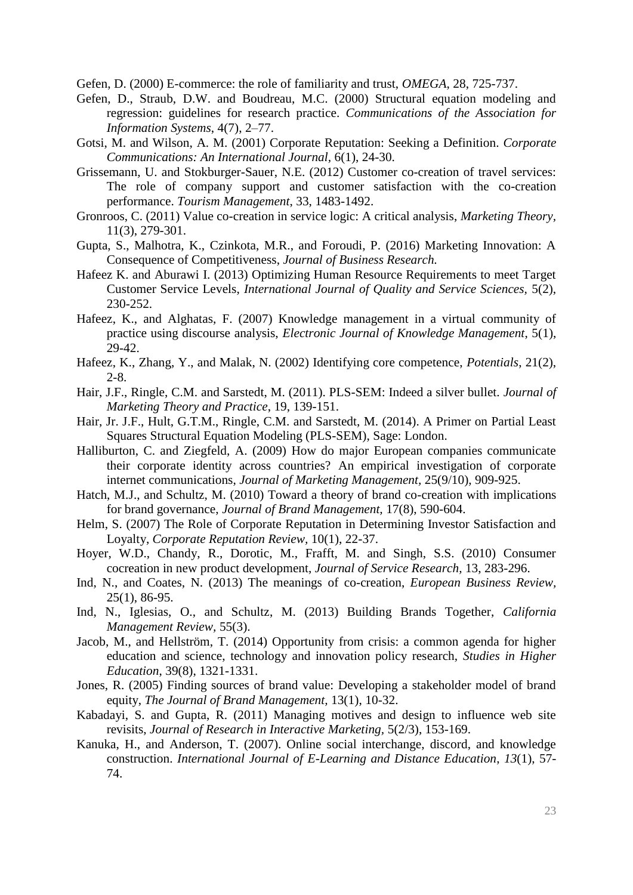Gefen, D. (2000) E-commerce: the role of familiarity and trust, *OMEGA*, 28, 725-737.

Gefen, D., Straub, D.W. and Boudreau, M.C. (2000) Structural equation modeling and regression: guidelines for research practice. *Communications of the Association for Information Systems*, 4(7), 2–77.

Gotsi, M. and Wilson, A. M. (2001) Corporate Reputation: Seeking a Definition. *Corporate Communications: An International Journal*, 6(1), 24-30.

Grissemann, U. and Stokburger-Sauer, N.E. (2012) Customer co-creation of travel services: The role of company support and customer satisfaction with the co-creation performance. *Tourism Management*, 33, 1483-1492.

Gronroos, C. (2011) Value co-creation in service logic: A critical analysis, *Marketing Theory*, 11(3), 279-301.

Gupta, S., Malhotra, K., Czinkota, M.R., and Foroudi, P. (2016) Marketing Innovation: A Consequence of Competitiveness, *Journal of Business Research.*

Hafeez K. and Aburawi I. (2013) Optimizing Human Resource Requirements to meet Target Customer Service Levels, *International Journal of Quality and Service Sciences*, 5(2), 230-252.

Hafeez, K., and Alghatas, F. (2007) Knowledge management in a virtual community of practice using discourse analysis, *Electronic Journal of Knowledge Management*, 5(1), 29-42.

Hafeez, K., Zhang, Y., and Malak, N. (2002) Identifying core competence, *Potentials*, 21(2), 2-8.

Hair, J.F., Ringle, C.M. and Sarstedt, M. (2011). PLS-SEM: Indeed a silver bullet. *Journal of Marketing Theory and Practice*, 19, 139-151.

Hair, Jr. J.F., Hult, G.T.M., Ringle, C.M. and Sarstedt, M. (2014). A Primer on Partial Least Squares Structural Equation Modeling (PLS-SEM), Sage: London.

Halliburton, C. and Ziegfeld, A. (2009) How do major European companies communicate their corporate identity across countries? An empirical investigation of corporate internet communications, *Journal of Marketing Management*, 25(9/10), 909-925.

Hatch, M.J., and Schultz, M. (2010) Toward a theory of brand co-creation with implications for brand governance, *Journal of Brand Management,* 17(8), 590-604.

Helm, S. (2007) The Role of Corporate Reputation in Determining Investor Satisfaction and Loyalty, *Corporate Reputation Review,* 10(1), 22-37.

Hoyer, W.D., Chandy, R., Dorotic, M., Frafft, M. and Singh, S.S. (2010) Consumer cocreation in new product development, *Journal of Service Research,* 13, 283-296.

Ind, N., and Coates, N. (2013) The meanings of co-creation, *European Business Review,* 25(1), 86-95.

Ind, N., Iglesias, O., and Schultz, M. (2013) Building Brands Together, *California Management Review*, 55(3).

Jacob, M., and Hellström, T. (2014) Opportunity from crisis: a common agenda for higher education and science, technology and innovation policy research, *Studies in Higher Education*, 39(8), 1321-1331.

Jones, R. (2005) Finding sources of brand value: Developing a stakeholder model of brand equity, *The Journal of Brand Management,* 13(1), 10-32.

Kabadayi, S. and Gupta, R. (2011) Managing motives and design to influence web site revisits, *Journal of Research in Interactive Marketing,* 5(2/3), 153-169.

Kanuka, H., and Anderson, T. (2007). Online social interchange, discord, and knowledge construction. *International Journal of E-Learning and Distance Education*, *13*(1), 57-74.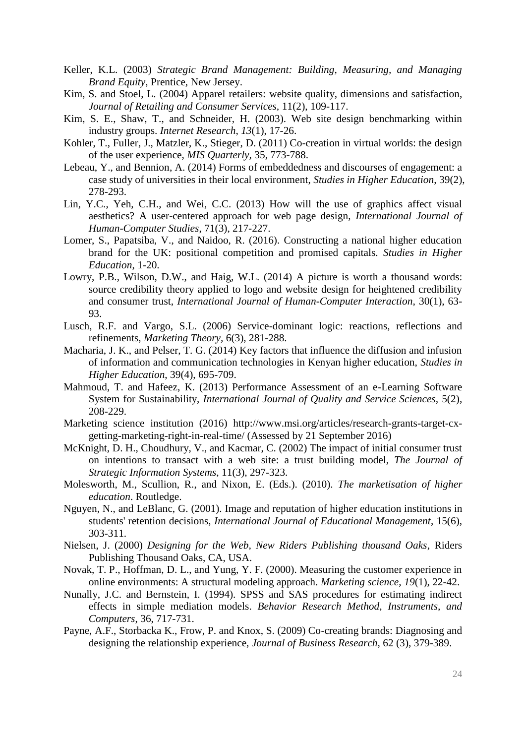Keller, K.L. (2003) *Strategic Brand Management: Building, Measuring, and Managing Brand Equity*, Prentice, New Jersey.

Kim, S. and Stoel, L. (2004) Apparel retailers: website quality, dimensions and satisfaction, *Journal of Retailing and Consumer Services*, 11(2), 109-117.

Kim, S. E., Shaw, T., and Schneider, H. (2003). Web site design benchmarking within industry groups. *Internet Research*, *13*(1), 17-26.

Kohler, T., Fuller, J., Matzler, K., Stieger, D. (2011) Co-creation in virtual worlds: the design of the user experience, *MIS Quarterly*, 35, 773-788.

Lebeau, Y., and Bennion, A. (2014) Forms of embeddedness and discourses of engagement: a case study of universities in their local environment, *Studies in Higher Education*, 39(2), 278-293.

Lin, Y.C., Yeh, C.H., and Wei, C.C. (2013) How will the use of graphics affect visual aesthetics? A user-centered approach for web page design, *International Journal of Human-Computer Studies*, 71(3), 217-227.

Lomer, S., Papatsiba, V., and Naidoo, R. (2016). Constructing a national higher education brand for the UK: positional competition and promised capitals. *Studies in Higher Education*, 1-20.

Lowry, P.B., Wilson, D.W., and Haig, W.L. (2014) A picture is worth a thousand words: source credibility theory applied to logo and website design for heightened credibility and consumer trust, *International Journal of Human-Computer Interaction*, 30(1), 63-93.

Lusch, R.F. and Vargo, S.L. (2006) Service-dominant logic: reactions, reflections and refinements, *Marketing Theory*, 6(3), 281-288.

Macharia, J. K., and Pelser, T. G. (2014) Key factors that influence the diffusion and infusion of information and communication technologies in Kenyan higher education, *Studies in Higher Education*, 39(4), 695-709.

Mahmoud, T. and Hafeez, K. (2013) Performance Assessment of an e-Learning Software System for Sustainability, *International Journal of Quality and Service Sciences*, 5(2), 208-229.

Marketing science institution (2016) http://www.msi.org/articles/research-grants-target-cx-getting-marketing-right-in-real-time/ (Assessed by 21 September 2016)

McKnight, D. H., Choudhury, V., and Kacmar, C. (2002) The impact of initial consumer trust on intentions to transact with a web site: a trust building model, *The Journal of Strategic Information Systems*, 11(3), 297-323.

Molesworth, M., Scullion, R., and Nixon, E. (Eds.). (2010). *The marketisation of higher education*. Routledge.

Nguyen, N., and LeBlanc, G. (2001). Image and reputation of higher education institutions in students' retention decisions, *International Journal of Educational Management*, 15(6), 303-311.

Nielsen, J. (2000) *Designing for the Web, New Riders Publishing thousand Oaks*, Riders Publishing Thousand Oaks, CA, USA.

Novak, T. P., Hoffman, D. L., and Yung, Y. F. (2000). Measuring the customer experience in online environments: A structural modeling approach. *Marketing science*, *19*(1), 22-42.

Nunally, J.C. and Bernstein, I. (1994). SPSS and SAS procedures for estimating indirect effects in simple mediation models. *Behavior Research Method, Instruments, and Computers*, 36, 717-731.

Payne, A.F., Storbacka K., Frow, P. and Knox, S. (2009) Co-creating brands: Diagnosing and designing the relationship experience, *Journal of Business Research*, 62 (3), 379-389.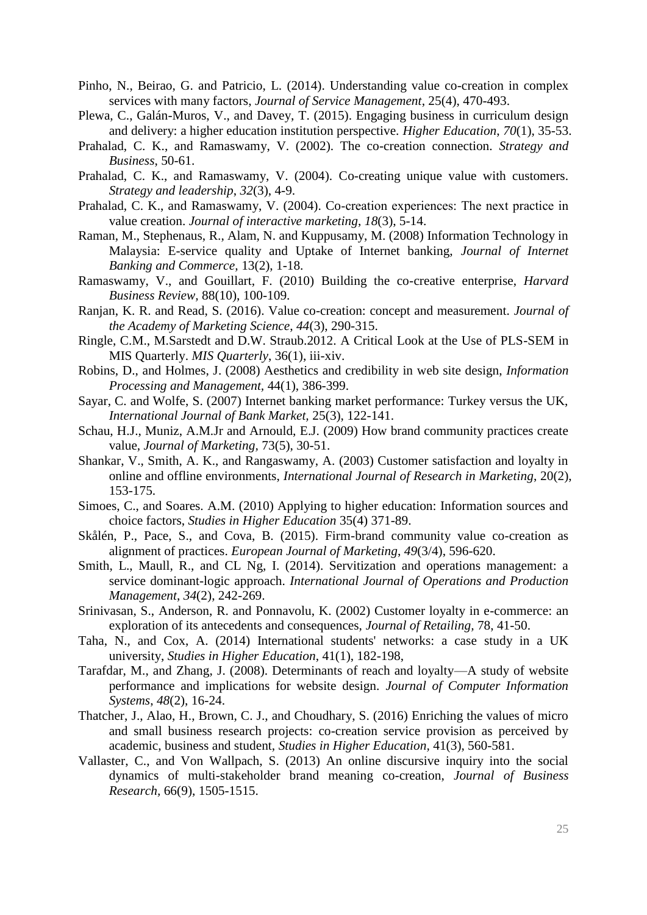Pinho, N., Beirao, G. and Patricio, L. (2014). Understanding value co-creation in complex services with many factors, *Journal of Service Management*, 25(4), 470-493.

Plewa, C., Galán-Muros, V., and Davey, T. (2015). Engaging business in curriculum design and delivery: a higher education institution perspective. *Higher Education*, *70*(1), 35-53.

Prahalad, C. K., and Ramaswamy, V. (2002). The co-creation connection. *Strategy and Business*, 50-61.

Prahalad, C. K., and Ramaswamy, V. (2004). Co-creating unique value with customers. *Strategy and leadership*, *32*(3), 4-9.

Prahalad, C. K., and Ramaswamy, V. (2004). Co-creation experiences: The next practice in value creation. *Journal of interactive marketing*, *18*(3), 5-14.

Raman, M., Stephenaus, R., Alam, N. and Kuppusamy, M. (2008) Information Technology in Malaysia: E-service quality and Uptake of Internet banking, *Journal of Internet Banking and Commerce,* 13(2), 1-18.

Ramaswamy, V., and Gouillart, F. (2010) Building the co-creative enterprise, *Harvard Business Review*, 88(10), 100-109.

Ranjan, K. R. and Read, S. (2016). Value co-creation: concept and measurement. *Journal of the Academy of Marketing Science*, *44*(3), 290-315.

Ringle, C.M., M.Sarstedt and D.W. Straub.2012. A Critical Look at the Use of PLS-SEM in MIS Quarterly. *MIS Quarterly*, 36(1), iii-xiv.

Robins, D., and Holmes, J. (2008) Aesthetics and credibility in web site design, *Information Processing and Management*, 44(1), 386-399.

Sayar, C. and Wolfe, S. (2007) Internet banking market performance: Turkey versus the UK, *International Journal of Bank Market*, 25(3), 122-141.

Schau, H.J., Muniz, A.M.Jr and Arnould, E.J. (2009) How brand community practices create value, *Journal of Marketing,* 73(5), 30-51.

Shankar, V., Smith, A. K., and Rangaswamy, A. (2003) Customer satisfaction and loyalty in online and offline environments, *International Journal of Research in Marketing*, 20(2), 153-175.

Simoes, C., and Soares. A.M. (2010) Applying to higher education: Information sources and choice factors, *Studies in Higher Education* 35(4) 371-89.

Skålén, P., Pace, S., and Cova, B. (2015). Firm-brand community value co-creation as alignment of practices. *European Journal of Marketing*, *49*(3/4), 596-620.

Smith, L., Maull, R., and CL Ng, I. (2014). Servitization and operations management: a service dominant-logic approach. *International Journal of Operations and Production Management*, *34*(2), 242-269.

Srinivasan, S., Anderson, R. and Ponnavolu, K. (2002) Customer loyalty in e-commerce: an exploration of its antecedents and consequences, *Journal of Retailing,* 78, 41-50.

Taha, N., and Cox, A. (2014) International students' networks: a case study in a UK university, *Studies in Higher Education*, 41(1), 182-198,

Tarafdar, M., and Zhang, J. (2008). Determinants of reach and loyalty—A study of website performance and implications for website design. *Journal of Computer Information Systems*, *48*(2), 16-24.

Thatcher, J., Alao, H., Brown, C. J., and Choudhary, S. (2016) Enriching the values of micro and small business research projects: co-creation service provision as perceived by academic, business and student, *Studies in Higher Education*, 41(3), 560-581.

Vallaster, C., and Von Wallpach, S. (2013) An online discursive inquiry into the social dynamics of multi-stakeholder brand meaning co-creation, *Journal of Business Research,* 66(9), 1505-1515.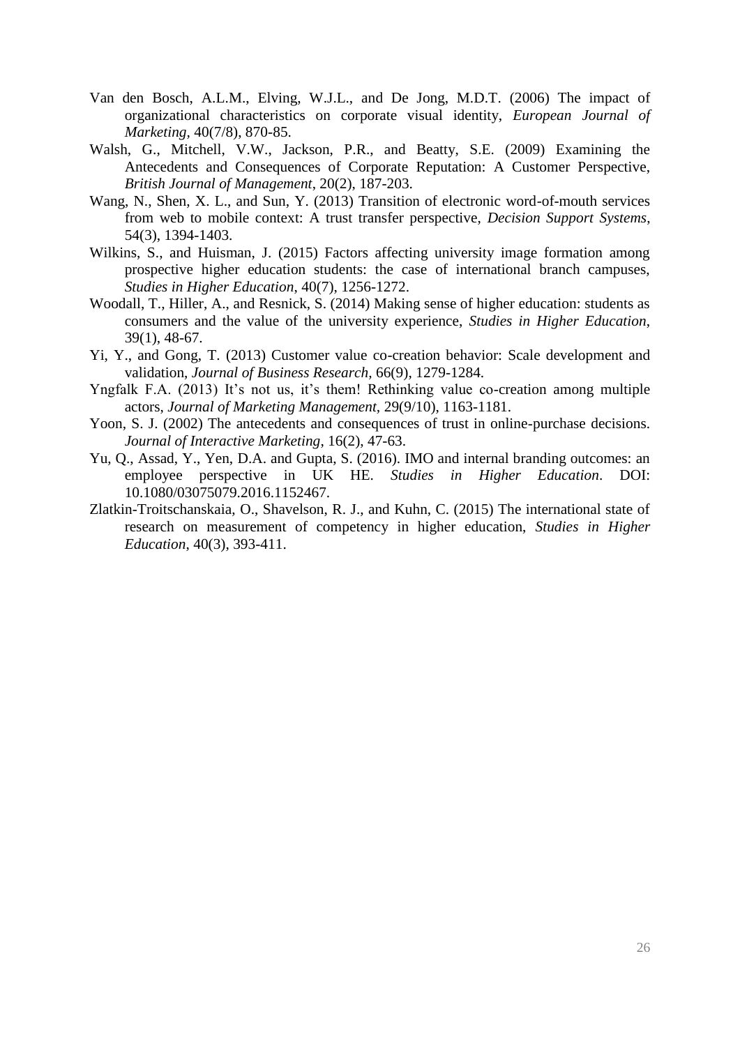Van den Bosch, A.L.M., Elving, W.J.L., and De Jong, M.D.T. (2006) The impact of organizational characteristics on corporate visual identity, *European Journal of Marketing*, 40(7/8), 870-85.

Walsh, G., Mitchell, V.W., Jackson, P.R., and Beatty, S.E. (2009) Examining the Antecedents and Consequences of Corporate Reputation: A Customer Perspective, *British Journal of Management*, 20(2), 187-203.

Wang, N., Shen, X. L., and Sun, Y. (2013) Transition of electronic word-of-mouth services from web to mobile context: A trust transfer perspective, *Decision Support Systems*, 54(3), 1394-1403.

Wilkins, S., and Huisman, J. (2015) Factors affecting university image formation among prospective higher education students: the case of international branch campuses, *Studies in Higher Education*, 40(7), 1256-1272.

Woodall, T., Hiller, A., and Resnick, S. (2014) Making sense of higher education: students as consumers and the value of the university experience, *Studies in Higher Education*, 39(1), 48-67.

Yi, Y., and Gong, T. (2013) Customer value co-creation behavior: Scale development and validation, *Journal of Business Research*, 66(9), 1279-1284.

Yngfalk F.A. (2013) It's not us, it's them! Rethinking value co-creation among multiple actors, *Journal of Marketing Management*, 29(9/10), 1163-1181.

Yoon, S. J. (2002) The antecedents and consequences of trust in online-purchase decisions. *Journal of Interactive Marketing*, 16(2), 47-63.

Yu, Q., Assad, Y., Yen, D.A. and Gupta, S. (2016). IMO and internal branding outcomes: an employee perspective in UK HE. *Studies in Higher Education*. DOI: 10.1080/03075079.2016.1152467.

Zlatkin-Troitschanskaia, O., Shavelson, R. J., and Kuhn, C. (2015) The international state of research on measurement of competency in higher education, *Studies in Higher Education*, 40(3), 393-411.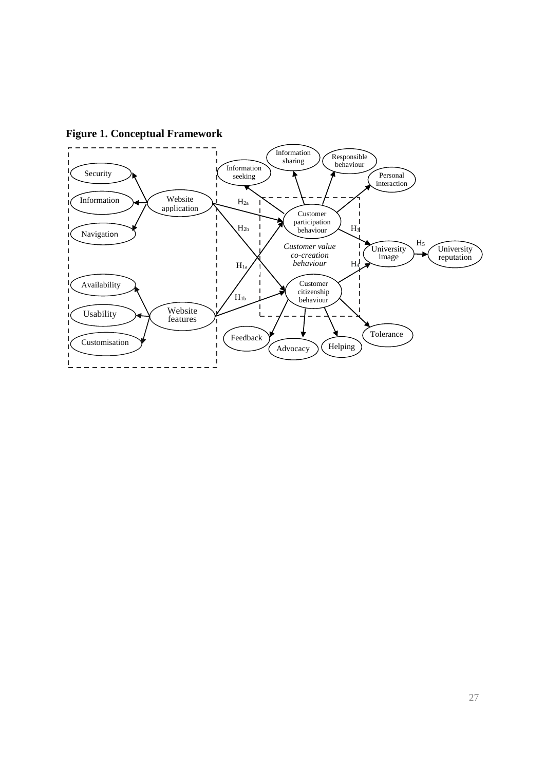**Figure 1. Conceptual Framework**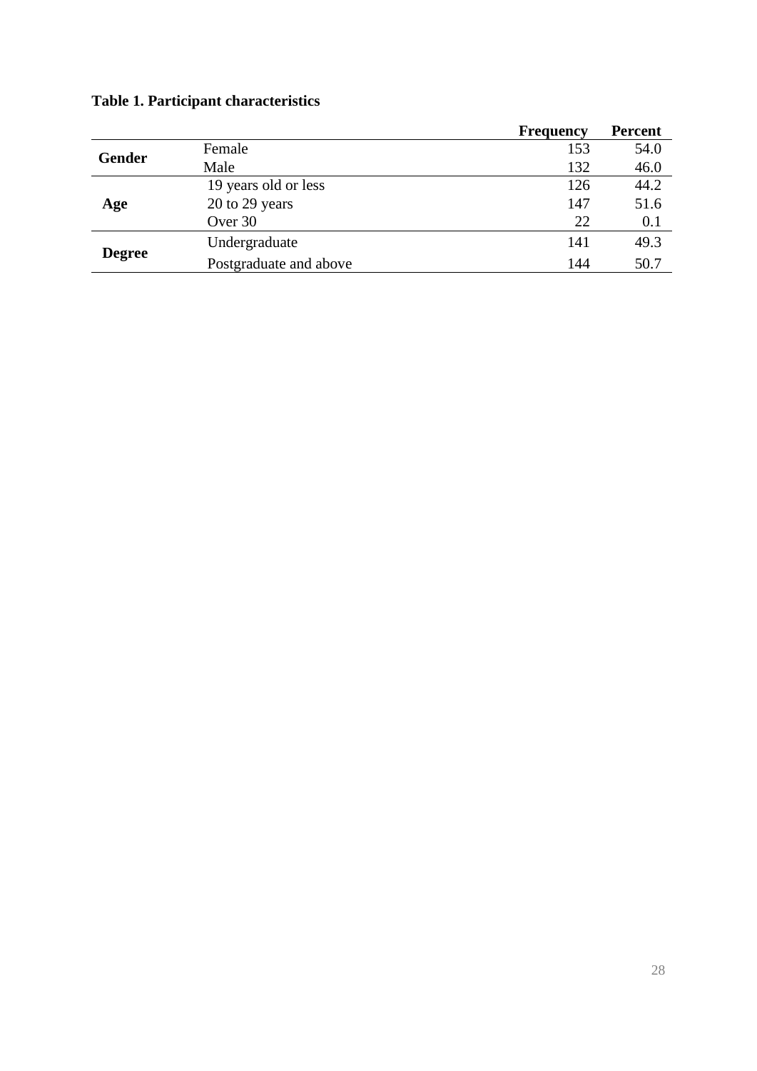**Table 1. Participant characteristics**

| | | Frequency | Percent |
|---|---|---|---|
| **Gender** | Female | 153 | 54.0 |
| | Male | 132 | 46.0 |
| **Age** | 19 years old or less | 126 | 44.2 |
| | 20 to 29 years | 147 | 51.6 |
| | Over 30 | 22 | 0.1 |
| **Degree** | Undergraduate | 141 | 49.3 |
| | Postgraduate and above | 144 | 50.7 |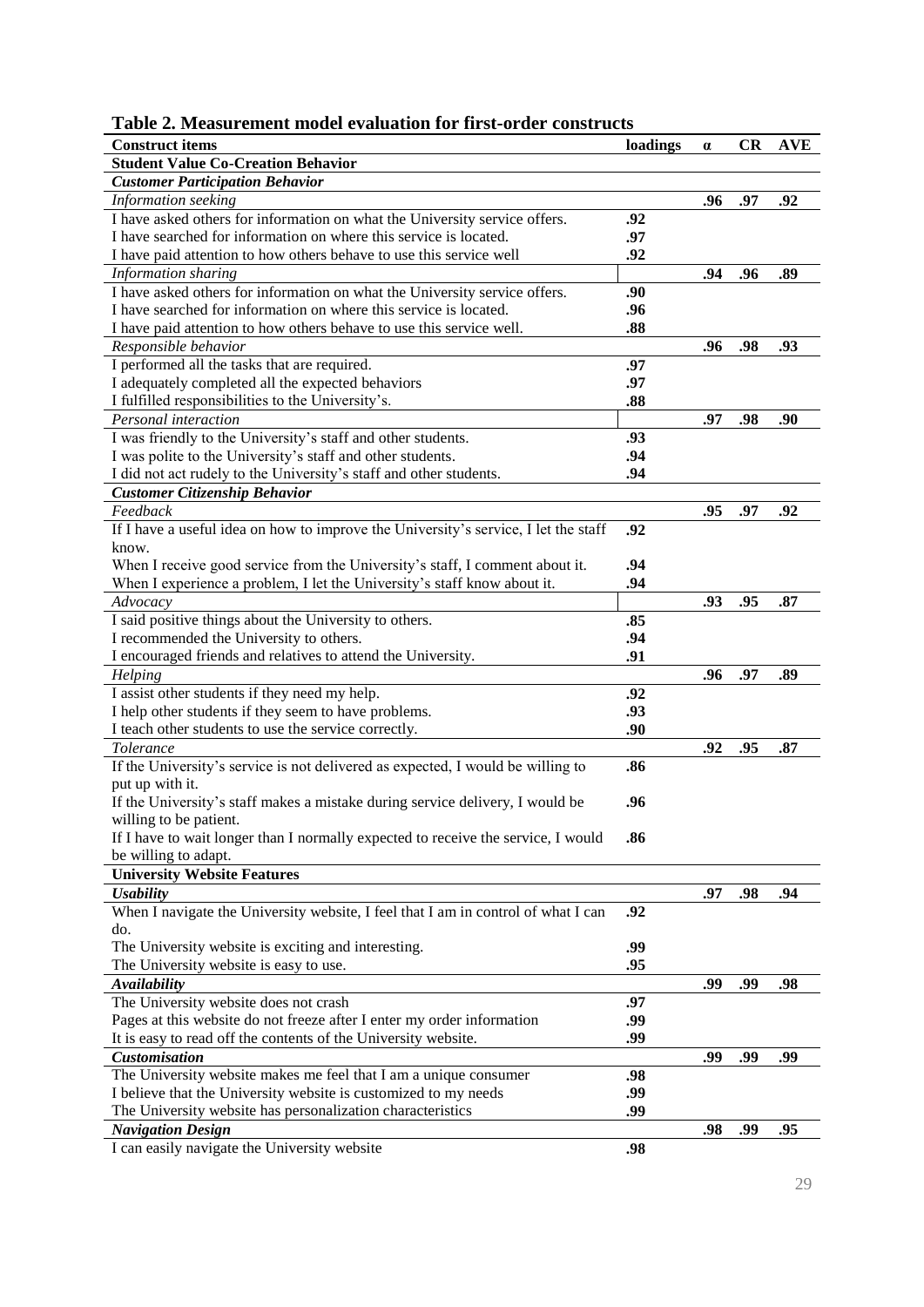**Table 2. Measurement model evaluation for first-order constructs**

| Construct items | loadings | α | CR | AVE |
|---|---|---|---|---|
| **Student Value Co-Creation Behavior** | | | | |
| ***Customer Participation Behavior*** | | | | |
| *Information seeking* | | .96 | .97 | .92 |
| I have asked others for information on what the University service offers. | .92 | | | |
| I have searched for information on where this service is located. | .97 | | | |
| I have paid attention to how others behave to use this service well | .92 | | | |
| *Information sharing* | | .94 | .96 | .89 |
| I have asked others for information on what the University service offers. | .90 | | | |
| I have searched for information on where this service is located. | .96 | | | |
| I have paid attention to how others behave to use this service well. | .88 | | | |
| *Responsible behavior* | | .96 | .98 | .93 |
| I performed all the tasks that are required. | .97 | | | |
| I adequately completed all the expected behaviors | .97 | | | |
| I fulfilled responsibilities to the University's. | .88 | | | |
| *Personal interaction* | | .97 | .98 | .90 |
| I was friendly to the University's staff and other students. | .93 | | | |
| I was polite to the University's staff and other students. | .94 | | | |
| I did not act rudely to the University's staff and other students. | .94 | | | |
| ***Customer Citizenship Behavior*** | | | | |
| *Feedback* | | .95 | .97 | .92 |
| If I have a useful idea on how to improve the University's service, I let the staff know. | .92 | | | |
| When I receive good service from the University's staff, I comment about it. | .94 | | | |
| When I experience a problem, I let the University's staff know about it. | .94 | | | |
| *Advocacy* | | .93 | .95 | .87 |
| I said positive things about the University to others. | .85 | | | |
| I recommended the University to others. | .94 | | | |
| I encouraged friends and relatives to attend the University. | .91 | | | |
| *Helping* | | .96 | .97 | .89 |
| I assist other students if they need my help. | .92 | | | |
| I help other students if they seem to have problems. | .93 | | | |
| I teach other students to use the service correctly. | .90 | | | |
| *Tolerance* | | .92 | .95 | .87 |
| If the University's service is not delivered as expected, I would be willing to put up with it. | .86 | | | |
| If the University's staff makes a mistake during service delivery, I would be willing to be patient. | .96 | | | |
| If I have to wait longer than I normally expected to receive the service, I would be willing to adapt. | .86 | | | |
| **University Website Features** | | | | |
| ***Usability*** | | .97 | .98 | .94 |
| When I navigate the University website, I feel that I am in control of what I can do. | .92 | | | |
| The University website is exciting and interesting. | .99 | | | |
| The University website is easy to use. | .95 | | | |
| ***Availability*** | | .99 | .99 | .98 |
| The University website does not crash | .97 | | | |
| Pages at this website do not freeze after I enter my order information | .99 | | | |
| It is easy to read off the contents of the University website. | .99 | | | |
| ***Customisation*** | | .99 | .99 | .99 |
| The University website makes me feel that I am a unique consumer | .98 | | | |
| I believe that the University website is customized to my needs | .99 | | | |
| The University website has personalization characteristics | .99 | | | |
| ***Navigation Design*** | | .98 | .99 | .95 |
| I can easily navigate the University website | .98 | | | |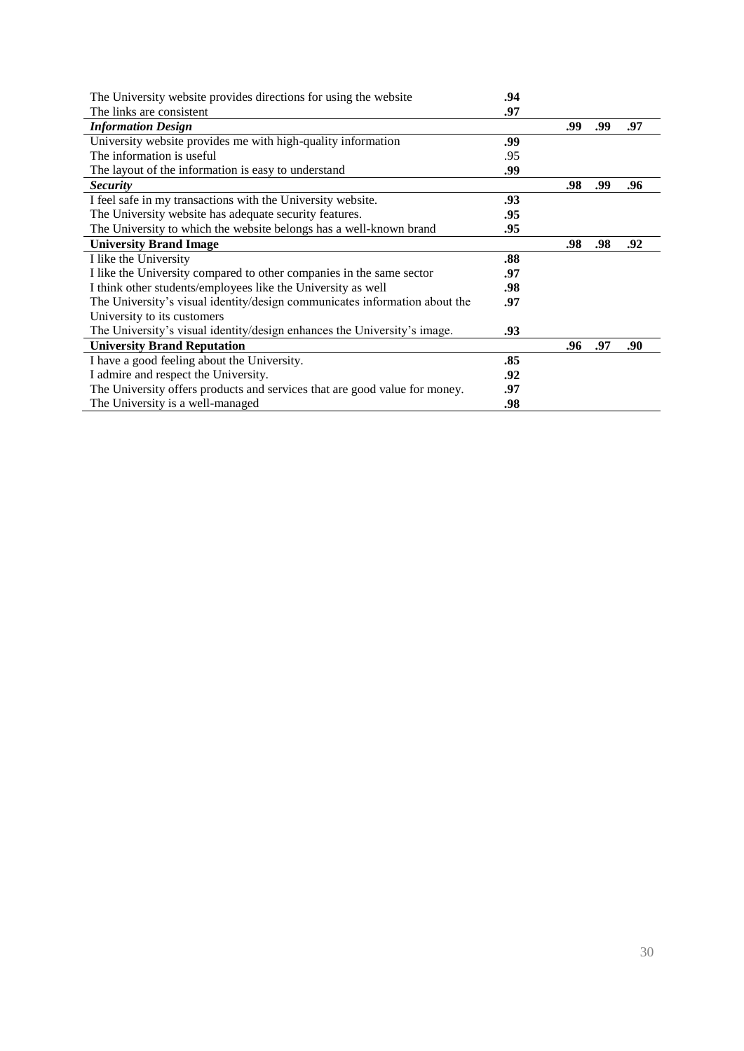| | | | | |
|---|---|---|---|---|
| The University website provides directions for using the website | **.94** | | | |
| The links are consistent | **.97** | | | |
| ***Information Design*** | | **.99** | **.99** | **.97** |
| University website provides me with high-quality information | **.99** | | | |
| The information is useful | .95 | | | |
| The layout of the information is easy to understand | **.99** | | | |
| ***Security*** | | **.98** | **.99** | **.96** |
| I feel safe in my transactions with the University website. | **.93** | | | |
| The University website has adequate security features. | **.95** | | | |
| The University to which the website belongs has a well-known brand | **.95** | | | |
| **University Brand Image** | | **.98** | **.98** | **.92** |
| I like the University | **.88** | | | |
| I like the University compared to other companies in the same sector | **.97** | | | |
| I think other students/employees like the University as well | **.98** | | | |
| The University's visual identity/design communicates information about the University to its customers | **.97** | | | |
| The University's visual identity/design enhances the University's image. | **.93** | | | |
| **University Brand Reputation** | | **.96** | **.97** | **.90** |
| I have a good feeling about the University. | **.85** | | | |
| I admire and respect the University. | **.92** | | | |
| The University offers products and services that are good value for money. | **.97** | | | |
| The University is a well-managed | **.98** | | | |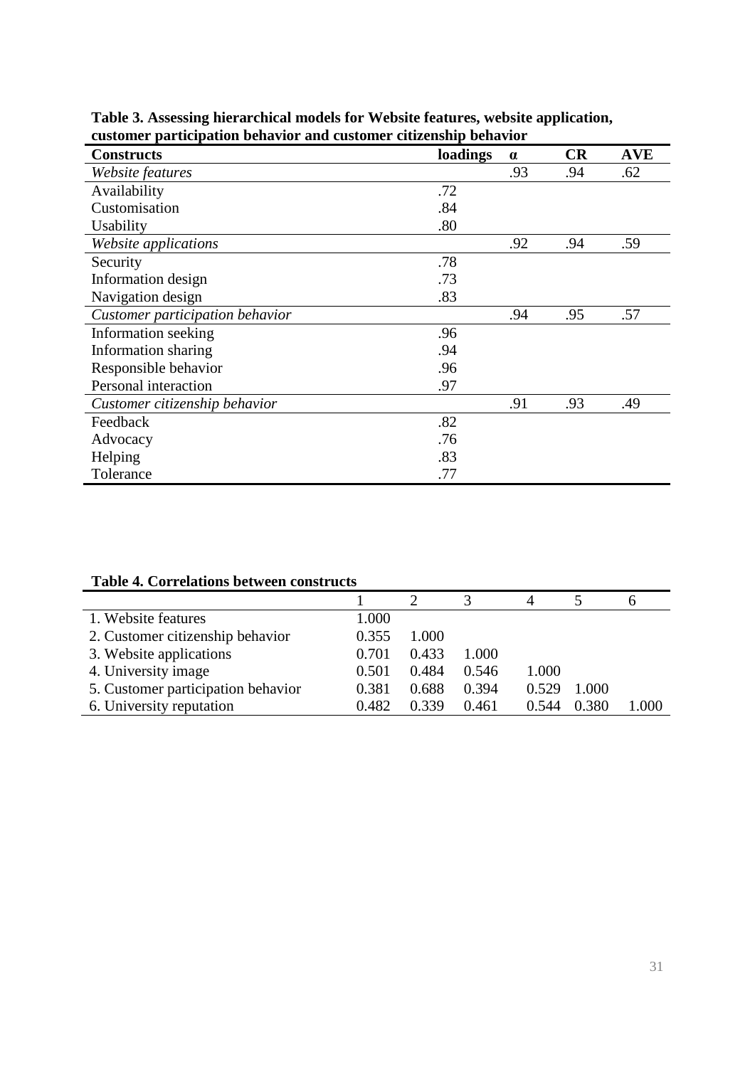**Table 3. Assessing hierarchical models for Website features, website application, customer participation behavior and customer citizenship behavior**

| Constructs | loadings | α | CR | AVE |
|---|---|---|---|---|
| *Website features* | | .93 | .94 | .62 |
| Availability | .72 | | | |
| Customisation | .84 | | | |
| Usability | .80 | | | |
| *Website applications* | | .92 | .94 | .59 |
| Security | .78 | | | |
| Information design | .73 | | | |
| Navigation design | .83 | | | |
| *Customer participation behavior* | | .94 | .95 | .57 |
| Information seeking | .96 | | | |
| Information sharing | .94 | | | |
| Responsible behavior | .96 | | | |
| Personal interaction | .97 | | | |
| *Customer citizenship behavior* | | .91 | .93 | .49 |
| Feedback | .82 | | | |
| Advocacy | .76 | | | |
| Helping | .83 | | | |
| Tolerance | .77 | | | |

**Table 4. Correlations between constructs**

| | 1 | 2 | 3 | 4 | 5 | 6 |
|---|---|---|---|---|---|---|
| 1. Website features | 1.000 | | | | | |
| 2. Customer citizenship behavior | 0.355 | 1.000 | | | | |
| 3. Website applications | 0.701 | 0.433 | 1.000 | | | |
| 4. University image | 0.501 | 0.484 | 0.546 | 1.000 | | |
| 5. Customer participation behavior | 0.381 | 0.688 | 0.394 | 0.529 | 1.000 | |
| 6. University reputation | 0.482 | 0.339 | 0.461 | 0.544 | 0.380 | 1.000 |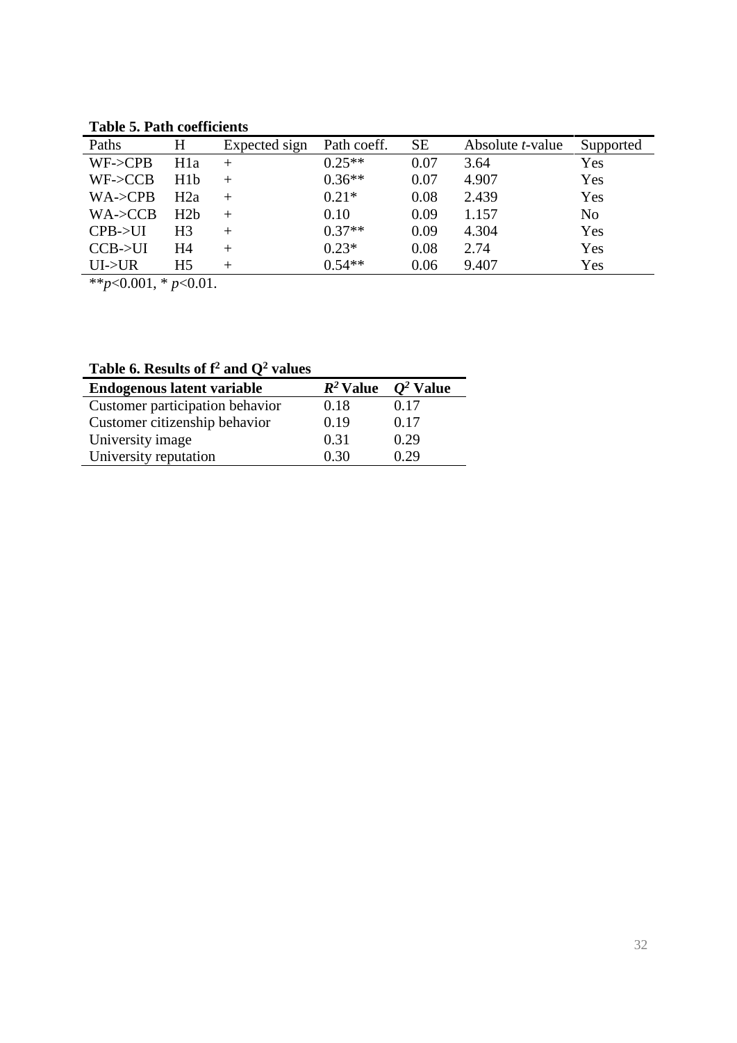**Table 5. Path coefficients**

| Paths | H | Expected sign | Path coeff. | SE | Absolute *t*-value | Supported |
|---|---|---|---|---|---|---|
| WF->CPB | H1a | + | 0.25** | 0.07 | 3.64 | Yes |
| WF->CCB | H1b | + | 0.36** | 0.07 | 4.907 | Yes |
| WA->CPB | H2a | + | 0.21* | 0.08 | 2.439 | Yes |
| WA->CCB | H2b | + | 0.10 | 0.09 | 1.157 | No |
| CPB->UI | H3 | + | 0.37** | 0.09 | 4.304 | Yes |
| CCB->UI | H4 | + | 0.23* | 0.08 | 2.74 | Yes |
| UI->UR | H5 | + | 0.54** | 0.06 | 9.407 | Yes |

**$p<0.001$, * $p<0.01$.

**Table 6. Results of $f^2$ and $Q^2$ values**

| Endogenous latent variable | $R^2$ Value | $Q^2$ Value |
|---|---|---|
| Customer participation behavior | 0.18 | 0.17 |
| Customer citizenship behavior | 0.19 | 0.17 |
| University image | 0.31 | 0.29 |
| University reputation | 0.30 | 0.29 |